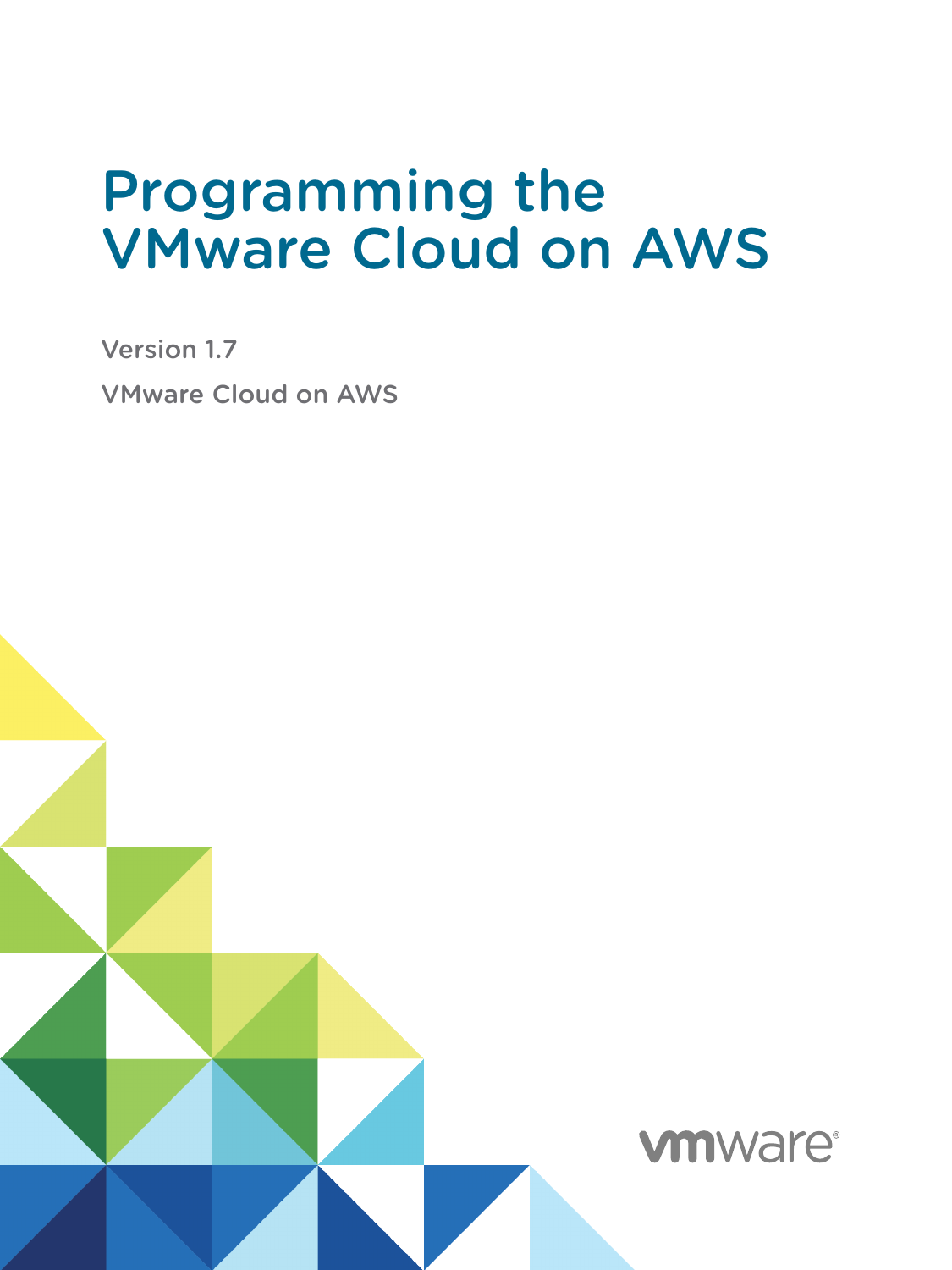# Programming the VMware Cloud on AWS

Version 1.7

VMware Cloud on AWS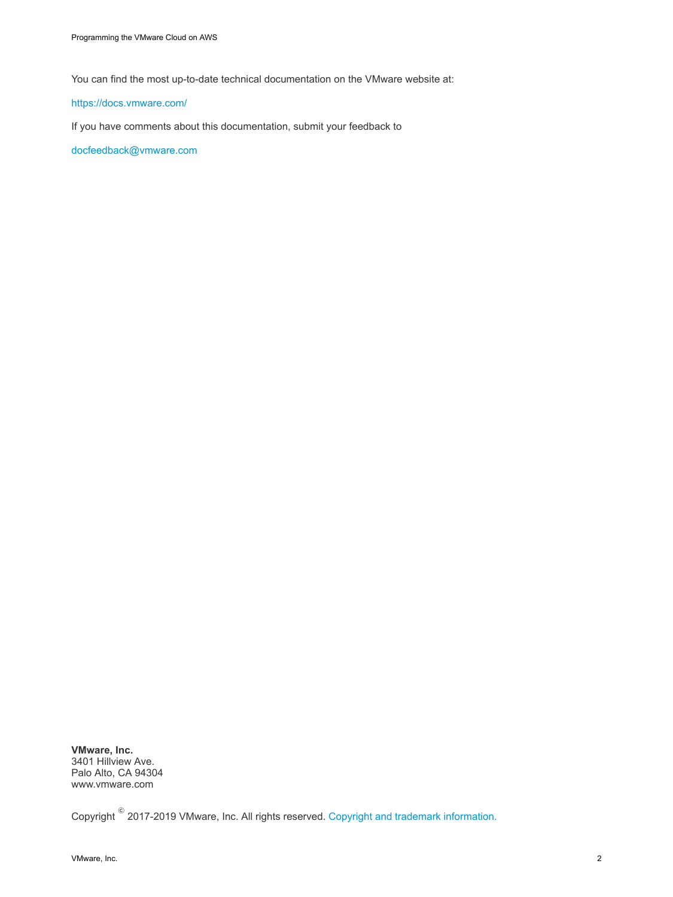You can find the most up-to-date technical documentation on the VMware website at:

https://docs.vmware.com/

If you have comments about this documentation, submit your feedback to

docfeedback@vmware.com

**VMware, Inc.**
3401 Hillview Ave.
Palo Alto, CA 94304
www.vmware.com

Copyright © 2017-2019 VMware, Inc. All rights reserved. Copyright and trademark information.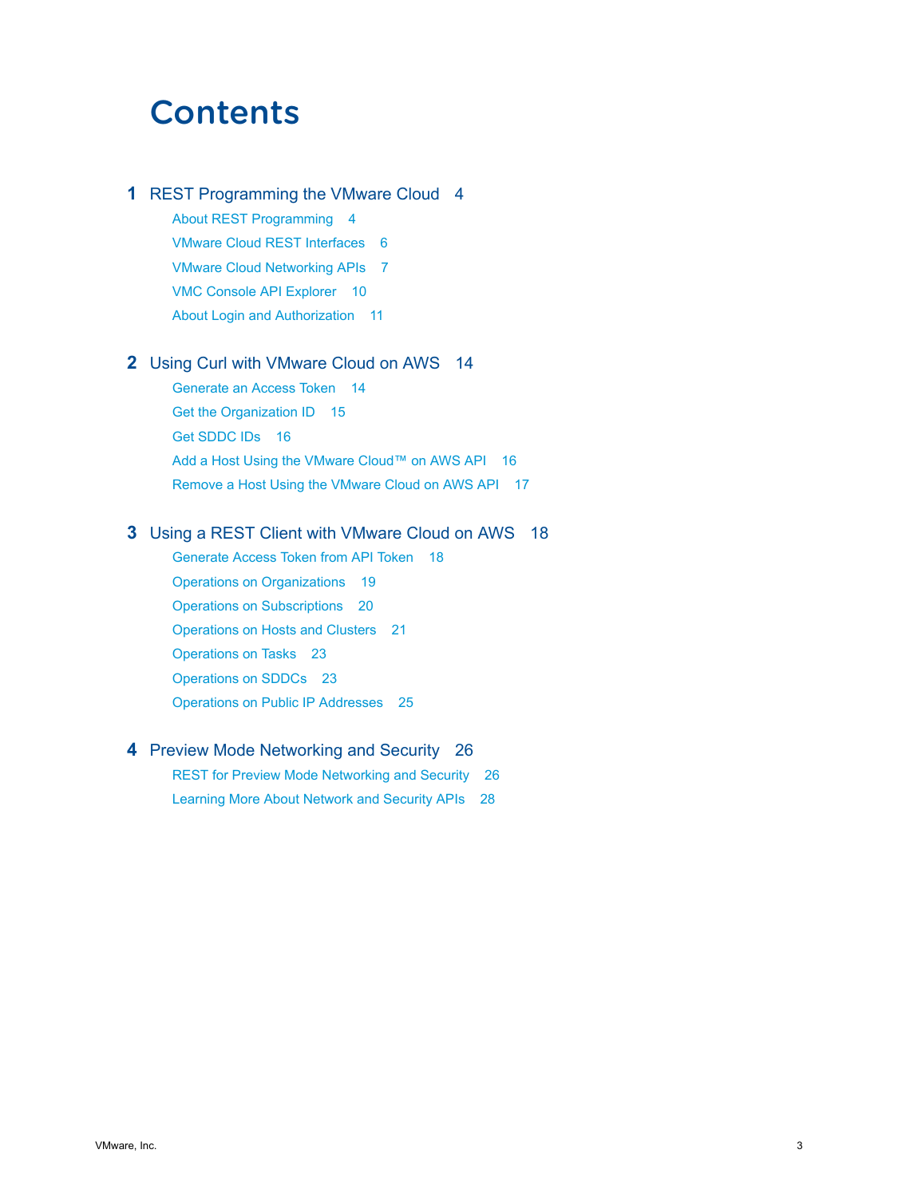# Contents

**1 REST Programming the VMware Cloud 4**

- About REST Programming 4
- VMware Cloud REST Interfaces 6
- VMware Cloud Networking APIs 7
- VMC Console API Explorer 10
- About Login and Authorization 11

**2 Using Curl with VMware Cloud on AWS 14**

- Generate an Access Token 14
- Get the Organization ID 15
- Get SDDC IDs 16
- Add a Host Using the VMware Cloud™ on AWS API 16
- Remove a Host Using the VMware Cloud on AWS API 17

**3 Using a REST Client with VMware Cloud on AWS 18**

- Generate Access Token from API Token 18
- Operations on Organizations 19
- Operations on Subscriptions 20
- Operations on Hosts and Clusters 21
- Operations on Tasks 23
- Operations on SDDCs 23
- Operations on Public IP Addresses 25

**4 Preview Mode Networking and Security 26**

- REST for Preview Mode Networking and Security 26
- Learning More About Network and Security APIs 28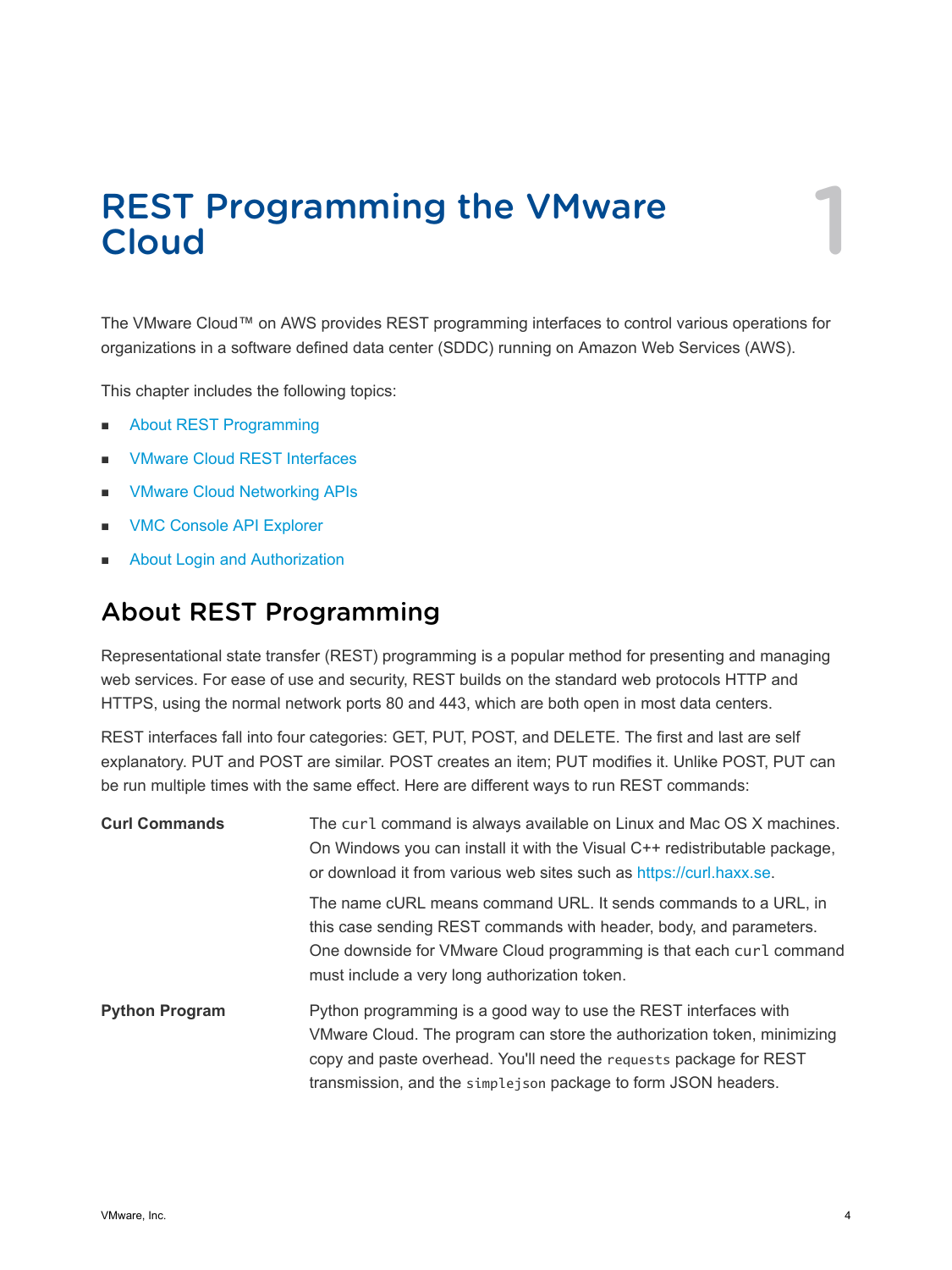# REST Programming the VMware Cloud

1

The VMware Cloud™ on AWS provides REST programming interfaces to control various operations for organizations in a software defined data center (SDDC) running on Amazon Web Services (AWS).

This chapter includes the following topics:

- About REST Programming
- VMware Cloud REST Interfaces
- VMware Cloud Networking APIs
- VMC Console API Explorer
- About Login and Authorization

## About REST Programming

Representational state transfer (REST) programming is a popular method for presenting and managing web services. For ease of use and security, REST builds on the standard web protocols HTTP and HTTPS, using the normal network ports 80 and 443, which are both open in most data centers.

REST interfaces fall into four categories: GET, PUT, POST, and DELETE. The first and last are self explanatory. PUT and POST are similar. POST creates an item; PUT modifies it. Unlike POST, PUT can be run multiple times with the same effect. Here are different ways to run REST commands:

**Curl Commands**

The `curl` command is always available on Linux and Mac OS X machines. On Windows you can install it with the Visual C++ redistributable package, or download it from various web sites such as https://curl.haxx.se.

The name cURL means command URL. It sends commands to a URL, in this case sending REST commands with header, body, and parameters. One downside for VMware Cloud programming is that each `curl` command must include a very long authorization token.

**Python Program**

Python programming is a good way to use the REST interfaces with VMware Cloud. The program can store the authorization token, minimizing copy and paste overhead. You'll need the `requests` package for REST transmission, and the `simplejson` package to form JSON headers.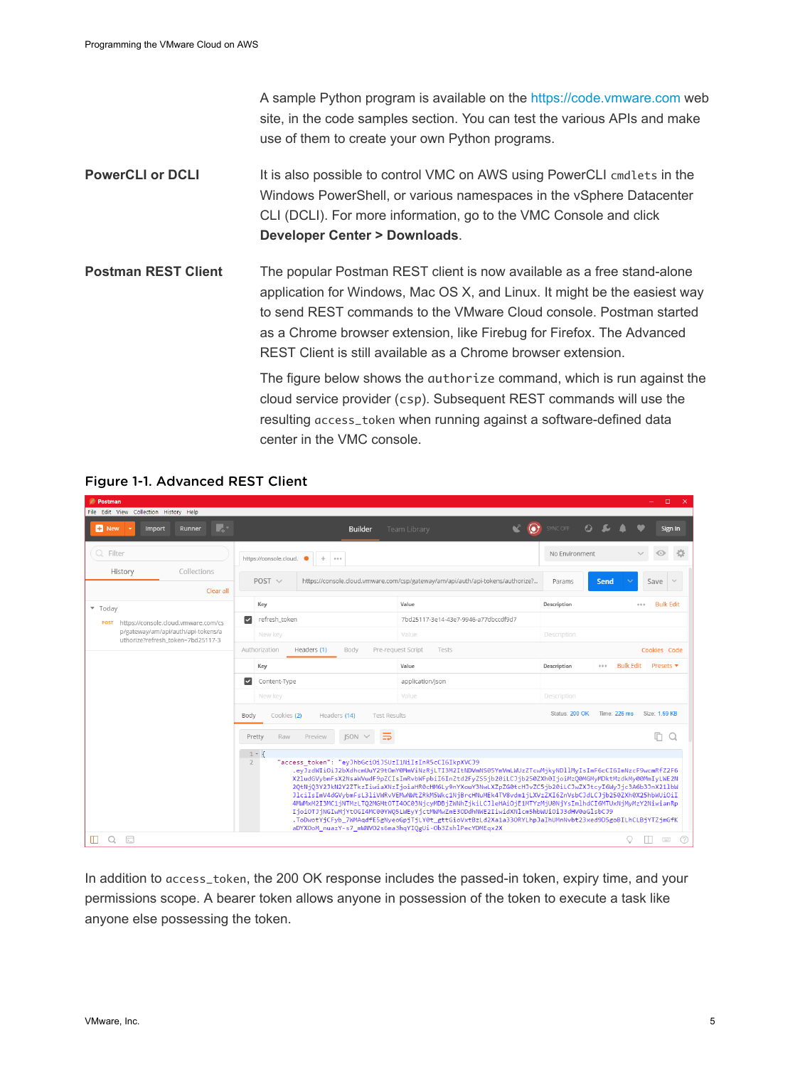A sample Python program is available on the https://code.vmware.com web site, in the code samples section. You can test the various APIs and make use of them to create your own Python programs.

**PowerCLI or DCLI**

It is also possible to control VMC on AWS using PowerCLI `cmdlets` in the Windows PowerShell, or various namespaces in the vSphere Datacenter CLI (DCLI). For more information, go to the VMC Console and click **Developer Center > Downloads**.

**Postman REST Client**

The popular Postman REST client is now available as a free stand-alone application for Windows, Mac OS X, and Linux. It might be the easiest way to send REST commands to the VMware Cloud console. Postman started as a Chrome browser extension, like Firebug for Firefox. The Advanced REST Client is still available as a Chrome browser extension.

The figure below shows the `authorize` command, which is run against the cloud service provider (`csp`). Subsequent REST commands will use the resulting `access_token` when running against a software-defined data center in the VMC console.

**Figure 1-1. Advanced REST Client**

In addition to `access_token`, the 200 OK response includes the passed-in token, expiry time, and your permissions scope. A bearer token allows anyone in possession of the token to execute a task like anyone else possessing the token.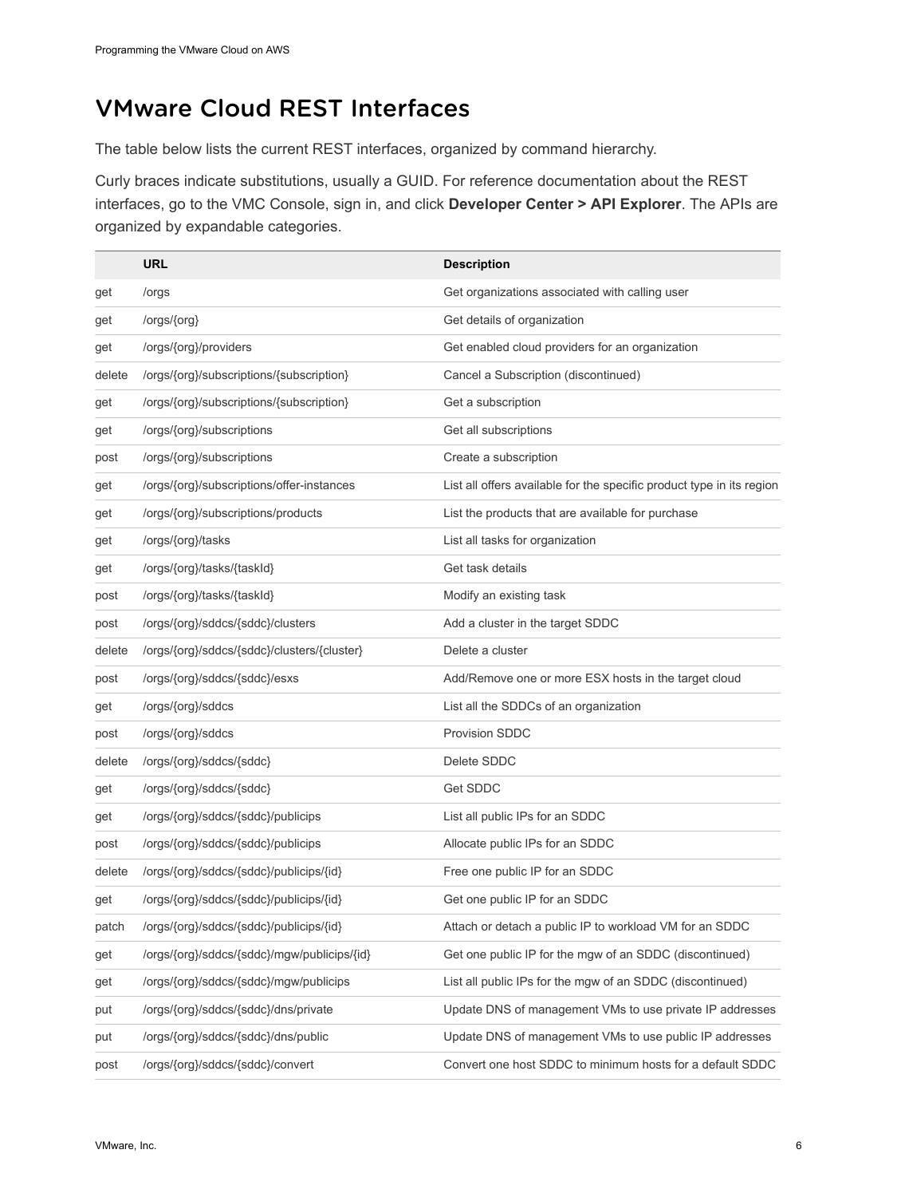## VMware Cloud REST Interfaces

The table below lists the current REST interfaces, organized by command hierarchy.

Curly braces indicate substitutions, usually a GUID. For reference documentation about the REST interfaces, go to the VMC Console, sign in, and click **Developer Center > API Explorer**. The APIs are organized by expandable categories.

| | URL | Description |
|---|---|---|
| get | /orgs | Get organizations associated with calling user |
| get | /orgs/{org} | Get details of organization |
| get | /orgs/{org}/providers | Get enabled cloud providers for an organization |
| delete | /orgs/{org}/subscriptions/{subscription} | Cancel a Subscription (discontinued) |
| get | /orgs/{org}/subscriptions/{subscription} | Get a subscription |
| get | /orgs/{org}/subscriptions | Get all subscriptions |
| post | /orgs/{org}/subscriptions | Create a subscription |
| get | /orgs/{org}/subscriptions/offer-instances | List all offers available for the specific product type in its region |
| get | /orgs/{org}/subscriptions/products | List the products that are available for purchase |
| get | /orgs/{org}/tasks | List all tasks for organization |
| get | /orgs/{org}/tasks/{taskId} | Get task details |
| post | /orgs/{org}/tasks/{taskId} | Modify an existing task |
| post | /orgs/{org}/sddcs/{sddc}/clusters | Add a cluster in the target SDDC |
| delete | /orgs/{org}/sddcs/{sddc}/clusters/{cluster} | Delete a cluster |
| post | /orgs/{org}/sddcs/{sddc}/esxs | Add/Remove one or more ESX hosts in the target cloud |
| get | /orgs/{org}/sddcs | List all the SDDCs of an organization |
| post | /orgs/{org}/sddcs | Provision SDDC |
| delete | /orgs/{org}/sddcs/{sddc} | Delete SDDC |
| get | /orgs/{org}/sddcs/{sddc} | Get SDDC |
| get | /orgs/{org}/sddcs/{sddc}/publicips | List all public IPs for an SDDC |
| post | /orgs/{org}/sddcs/{sddc}/publicips | Allocate public IPs for an SDDC |
| delete | /orgs/{org}/sddcs/{sddc}/publicips/{id} | Free one public IP for an SDDC |
| get | /orgs/{org}/sddcs/{sddc}/publicips/{id} | Get one public IP for an SDDC |
| patch | /orgs/{org}/sddcs/{sddc}/publicips/{id} | Attach or detach a public IP to workload VM for an SDDC |
| get | /orgs/{org}/sddcs/{sddc}/mgw/publicips/{id} | Get one public IP for the mgw of an SDDC (discontinued) |
| get | /orgs/{org}/sddcs/{sddc}/mgw/publicips | List all public IPs for the mgw of an SDDC (discontinued) |
| put | /orgs/{org}/sddcs/{sddc}/dns/private | Update DNS of management VMs to use private IP addresses |
| put | /orgs/{org}/sddcs/{sddc}/dns/public | Update DNS of management VMs to use public IP addresses |
| post | /orgs/{org}/sddcs/{sddc}/convert | Convert one host SDDC to minimum hosts for a default SDDC |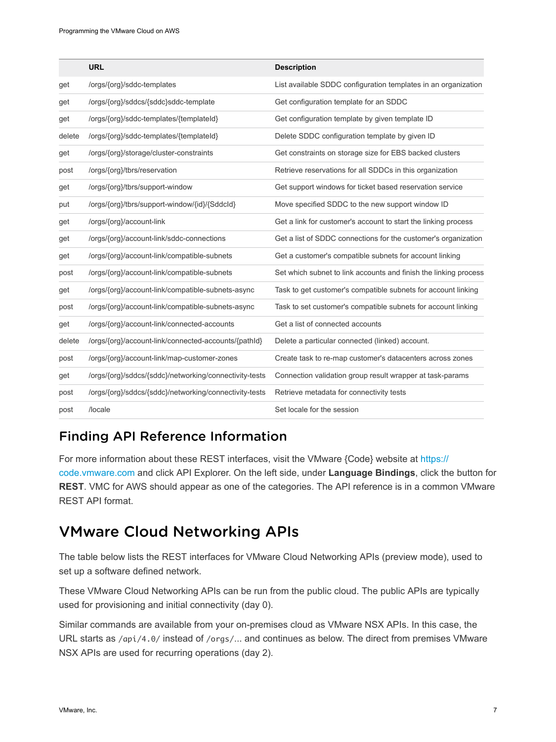|  | URL | Description |
| --- | --- | --- |
| get | /orgs/{org}/sddc-templates | List available SDDC configuration templates in an organization |
| get | /orgs/{org}/sddcs/{sddc}sddc-template | Get configuration template for an SDDC |
| get | /orgs/{org}/sddc-templates/{templateId} | Get configuration template by given template ID |
| delete | /orgs/{org}/sddc-templates/{templateId} | Delete SDDC configuration template by given ID |
| get | /orgs/{org}/storage/cluster-constraints | Get constraints on storage size for EBS backed clusters |
| post | /orgs/{org}/tbrs/reservation | Retrieve reservations for all SDDCs in this organization |
| get | /orgs/{org}/tbrs/support-window | Get support windows for ticket based reservation service |
| put | /orgs/{org}/tbrs/support-window/{id}/{SddcId} | Move specified SDDC to the new support window ID |
| get | /orgs/{org}/account-link | Get a link for customer's account to start the linking process |
| get | /orgs/{org}/account-link/sddc-connections | Get a list of SDDC connections for the customer's organization |
| get | /orgs/{org}/account-link/compatible-subnets | Get a customer's compatible subnets for account linking |
| post | /orgs/{org}/account-link/compatible-subnets | Set which subnet to link accounts and finish the linking process |
| get | /orgs/{org}/account-link/compatible-subnets-async | Task to get customer's compatible subnets for account linking |
| post | /orgs/{org}/account-link/compatible-subnets-async | Task to set customer's compatible subnets for account linking |
| get | /orgs/{org}/account-link/connected-accounts | Get a list of connected accounts |
| delete | /orgs/{org}/account-link/connected-accounts/{pathId} | Delete a particular connected (linked) account. |
| post | /orgs/{org}/account-link/map-customer-zones | Create task to re-map customer's datacenters across zones |
| get | /orgs/{org}/sddcs/{sddc}/networking/connectivity-tests | Connection validation group result wrapper at task-params |
| post | /orgs/{org}/sddcs/{sddc}/networking/connectivity-tests | Retrieve metadata for connectivity tests |
| post | /locale | Set locale for the session |

## Finding API Reference Information

For more information about these REST interfaces, visit the VMware {Code} website at https://code.vmware.com and click API Explorer. On the left side, under **Language Bindings**, click the button for **REST**. VMC for AWS should appear as one of the categories. The API reference is in a common VMware REST API format.

# VMware Cloud Networking APIs

The table below lists the REST interfaces for VMware Cloud Networking APIs (preview mode), used to set up a software defined network.

These VMware Cloud Networking APIs can be run from the public cloud. The public APIs are typically used for provisioning and initial connectivity (day 0).

Similar commands are available from your on-premises cloud as VMware NSX APIs. In this case, the URL starts as `/api/4.0/` instead of `/orgs/`... and continues as below. The direct from premises VMware NSX APIs are used for recurring operations (day 2).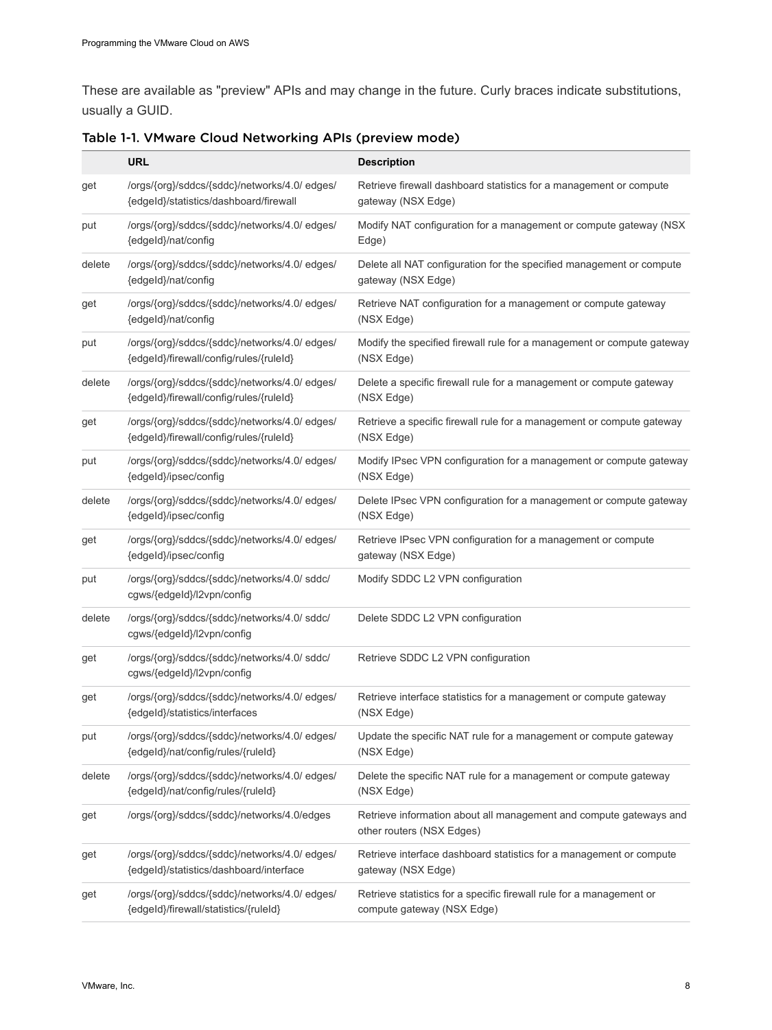These are available as "preview" APIs and may change in the future. Curly braces indicate substitutions, usually a GUID.

**Table 1-1. VMware Cloud Networking APIs (preview mode)**

| | URL | Description |
|---|---|---|
| get | /orgs/{org}/sddcs/{sddc}/networks/4.0/ edges/ {edgeId}/statistics/dashboard/firewall | Retrieve firewall dashboard statistics for a management or compute gateway (NSX Edge) |
| put | /orgs/{org}/sddcs/{sddc}/networks/4.0/ edges/ {edgeId}/nat/config | Modify NAT configuration for a management or compute gateway (NSX Edge) |
| delete | /orgs/{org}/sddcs/{sddc}/networks/4.0/ edges/ {edgeId}/nat/config | Delete all NAT configuration for the specified management or compute gateway (NSX Edge) |
| get | /orgs/{org}/sddcs/{sddc}/networks/4.0/ edges/ {edgeId}/nat/config | Retrieve NAT configuration for a management or compute gateway (NSX Edge) |
| put | /orgs/{org}/sddcs/{sddc}/networks/4.0/ edges/ {edgeId}/firewall/config/rules/{ruleId} | Modify the specified firewall rule for a management or compute gateway (NSX Edge) |
| delete | /orgs/{org}/sddcs/{sddc}/networks/4.0/ edges/ {edgeId}/firewall/config/rules/{ruleId} | Delete a specific firewall rule for a management or compute gateway (NSX Edge) |
| get | /orgs/{org}/sddcs/{sddc}/networks/4.0/ edges/ {edgeId}/firewall/config/rules/{ruleId} | Retrieve a specific firewall rule for a management or compute gateway (NSX Edge) |
| put | /orgs/{org}/sddcs/{sddc}/networks/4.0/ edges/ {edgeId}/ipsec/config | Modify IPsec VPN configuration for a management or compute gateway (NSX Edge) |
| delete | /orgs/{org}/sddcs/{sddc}/networks/4.0/ edges/ {edgeId}/ipsec/config | Delete IPsec VPN configuration for a management or compute gateway (NSX Edge) |
| get | /orgs/{org}/sddcs/{sddc}/networks/4.0/ edges/ {edgeId}/ipsec/config | Retrieve IPsec VPN configuration for a management or compute gateway (NSX Edge) |
| put | /orgs/{org}/sddcs/{sddc}/networks/4.0/ sddc/ cgws/{edgeId}/l2vpn/config | Modify SDDC L2 VPN configuration |
| delete | /orgs/{org}/sddcs/{sddc}/networks/4.0/ sddc/ cgws/{edgeId}/l2vpn/config | Delete SDDC L2 VPN configuration |
| get | /orgs/{org}/sddcs/{sddc}/networks/4.0/ sddc/ cgws/{edgeId}/l2vpn/config | Retrieve SDDC L2 VPN configuration |
| get | /orgs/{org}/sddcs/{sddc}/networks/4.0/ edges/ {edgeId}/statistics/interfaces | Retrieve interface statistics for a management or compute gateway (NSX Edge) |
| put | /orgs/{org}/sddcs/{sddc}/networks/4.0/ edges/ {edgeId}/nat/config/rules/{ruleId} | Update the specific NAT rule for a management or compute gateway (NSX Edge) |
| delete | /orgs/{org}/sddcs/{sddc}/networks/4.0/ edges/ {edgeId}/nat/config/rules/{ruleId} | Delete the specific NAT rule for a management or compute gateway (NSX Edge) |
| get | /orgs/{org}/sddcs/{sddc}/networks/4.0/edges | Retrieve information about all management and compute gateways and other routers (NSX Edges) |
| get | /orgs/{org}/sddcs/{sddc}/networks/4.0/ edges/ {edgeId}/statistics/dashboard/interface | Retrieve interface dashboard statistics for a management or compute gateway (NSX Edge) |
| get | /orgs/{org}/sddcs/{sddc}/networks/4.0/ edges/ {edgeId}/firewall/statistics/{ruleId} | Retrieve statistics for a specific firewall rule for a management or compute gateway (NSX Edge) |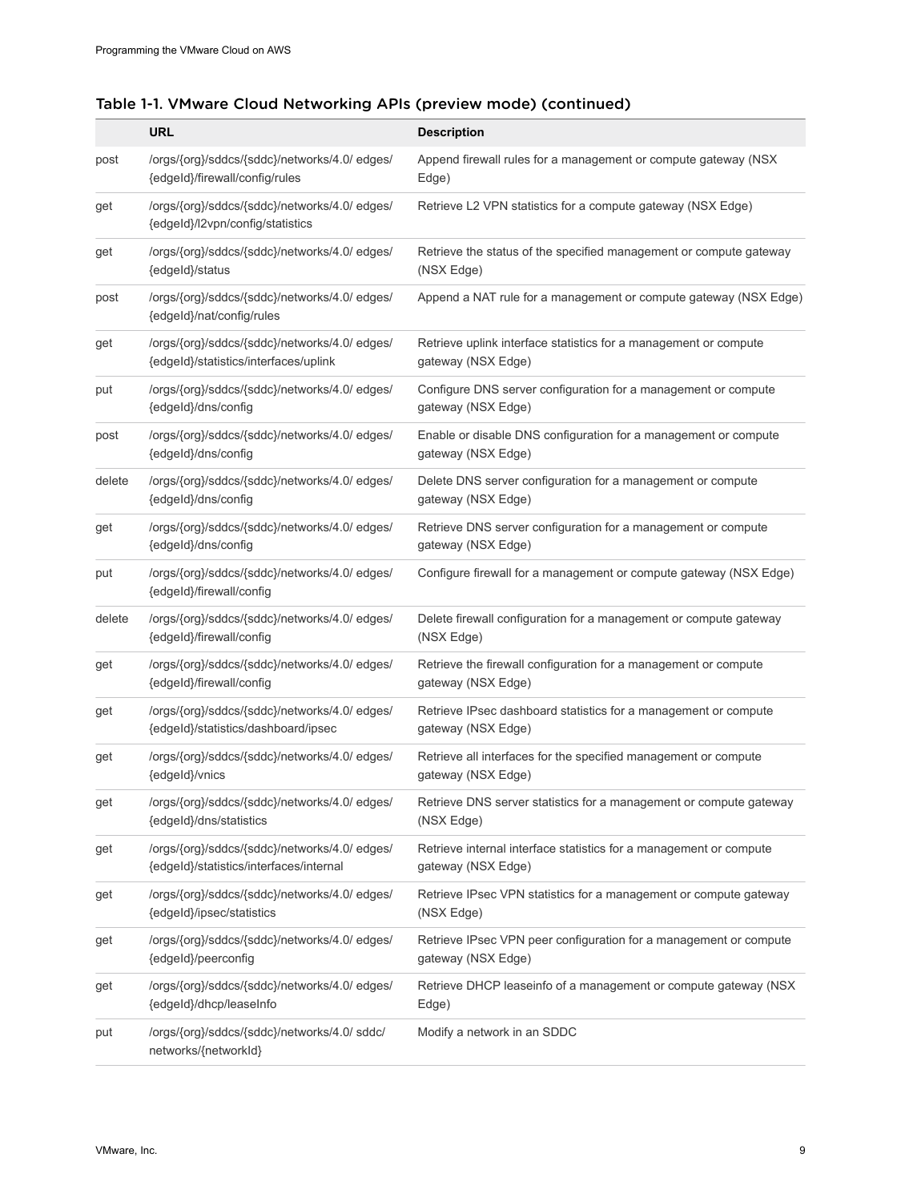### Table 1-1. VMware Cloud Networking APIs (preview mode) (continued)

| | URL | Description |
|---|---|---|
| post | /orgs/{org}/sddcs/{sddc}/networks/4.0/ edges/{edgeId}/firewall/config/rules | Append firewall rules for a management or compute gateway (NSX Edge) |
| get | /orgs/{org}/sddcs/{sddc}/networks/4.0/ edges/{edgeId}/l2vpn/config/statistics | Retrieve L2 VPN statistics for a compute gateway (NSX Edge) |
| get | /orgs/{org}/sddcs/{sddc}/networks/4.0/ edges/{edgeId}/status | Retrieve the status of the specified management or compute gateway (NSX Edge) |
| post | /orgs/{org}/sddcs/{sddc}/networks/4.0/ edges/{edgeId}/nat/config/rules | Append a NAT rule for a management or compute gateway (NSX Edge) |
| get | /orgs/{org}/sddcs/{sddc}/networks/4.0/ edges/{edgeId}/statistics/interfaces/uplink | Retrieve uplink interface statistics for a management or compute gateway (NSX Edge) |
| put | /orgs/{org}/sddcs/{sddc}/networks/4.0/ edges/{edgeId}/dns/config | Configure DNS server configuration for a management or compute gateway (NSX Edge) |
| post | /orgs/{org}/sddcs/{sddc}/networks/4.0/ edges/{edgeId}/dns/config | Enable or disable DNS configuration for a management or compute gateway (NSX Edge) |
| delete | /orgs/{org}/sddcs/{sddc}/networks/4.0/ edges/{edgeId}/dns/config | Delete DNS server configuration for a management or compute gateway (NSX Edge) |
| get | /orgs/{org}/sddcs/{sddc}/networks/4.0/ edges/{edgeId}/dns/config | Retrieve DNS server configuration for a management or compute gateway (NSX Edge) |
| put | /orgs/{org}/sddcs/{sddc}/networks/4.0/ edges/{edgeId}/firewall/config | Configure firewall for a management or compute gateway (NSX Edge) |
| delete | /orgs/{org}/sddcs/{sddc}/networks/4.0/ edges/{edgeId}/firewall/config | Delete firewall configuration for a management or compute gateway (NSX Edge) |
| get | /orgs/{org}/sddcs/{sddc}/networks/4.0/ edges/{edgeId}/firewall/config | Retrieve the firewall configuration for a management or compute gateway (NSX Edge) |
| get | /orgs/{org}/sddcs/{sddc}/networks/4.0/ edges/{edgeId}/statistics/dashboard/ipsec | Retrieve IPsec dashboard statistics for a management or compute gateway (NSX Edge) |
| get | /orgs/{org}/sddcs/{sddc}/networks/4.0/ edges/{edgeId}/vnics | Retrieve all interfaces for the specified management or compute gateway (NSX Edge) |
| get | /orgs/{org}/sddcs/{sddc}/networks/4.0/ edges/{edgeId}/dns/statistics | Retrieve DNS server statistics for a management or compute gateway (NSX Edge) |
| get | /orgs/{org}/sddcs/{sddc}/networks/4.0/ edges/{edgeId}/statistics/interfaces/internal | Retrieve internal interface statistics for a management or compute gateway (NSX Edge) |
| get | /orgs/{org}/sddcs/{sddc}/networks/4.0/ edges/{edgeId}/ipsec/statistics | Retrieve IPsec VPN statistics for a management or compute gateway (NSX Edge) |
| get | /orgs/{org}/sddcs/{sddc}/networks/4.0/ edges/{edgeId}/peerconfig | Retrieve IPsec VPN peer configuration for a management or compute gateway (NSX Edge) |
| get | /orgs/{org}/sddcs/{sddc}/networks/4.0/ edges/{edgeId}/dhcp/leaseInfo | Retrieve DHCP leaseinfo of a management or compute gateway (NSX Edge) |
| put | /orgs/{org}/sddcs/{sddc}/networks/4.0/ sddc/networks/{networkId} | Modify a network in an SDDC |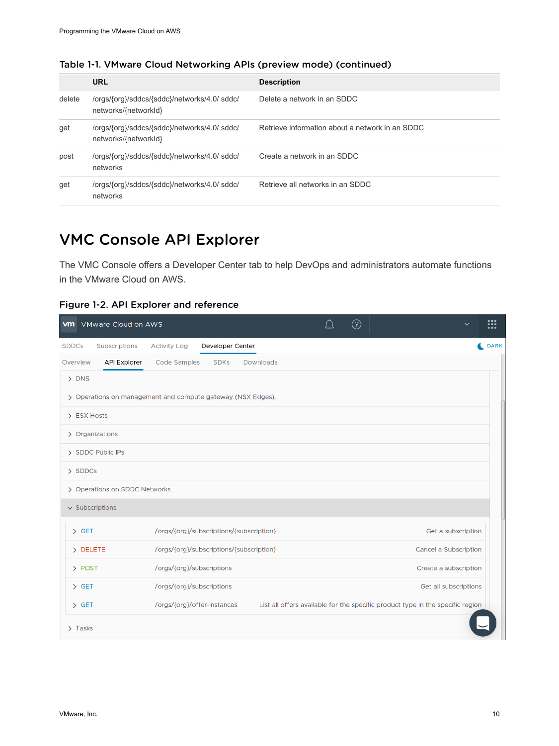**Table 1-1. VMware Cloud Networking APIs (preview mode) (continued)**

| | URL | Description |
|---|---|---|
| delete | /orgs/{org}/sddcs/{sddc}/networks/4.0/ sddc/ networks/{networkId} | Delete a network in an SDDC |
| get | /orgs/{org}/sddcs/{sddc}/networks/4.0/ sddc/ networks/{networkId} | Retrieve information about a network in an SDDC |
| post | /orgs/{org}/sddcs/{sddc}/networks/4.0/ sddc/ networks | Create a network in an SDDC |
| get | /orgs/{org}/sddcs/{sddc}/networks/4.0/ sddc/ networks | Retrieve all networks in an SDDC |

# VMC Console API Explorer

The VMC Console offers a Developer Center tab to help DevOps and administrators automate functions in the VMware Cloud on AWS.

**Figure 1-2. API Explorer and reference**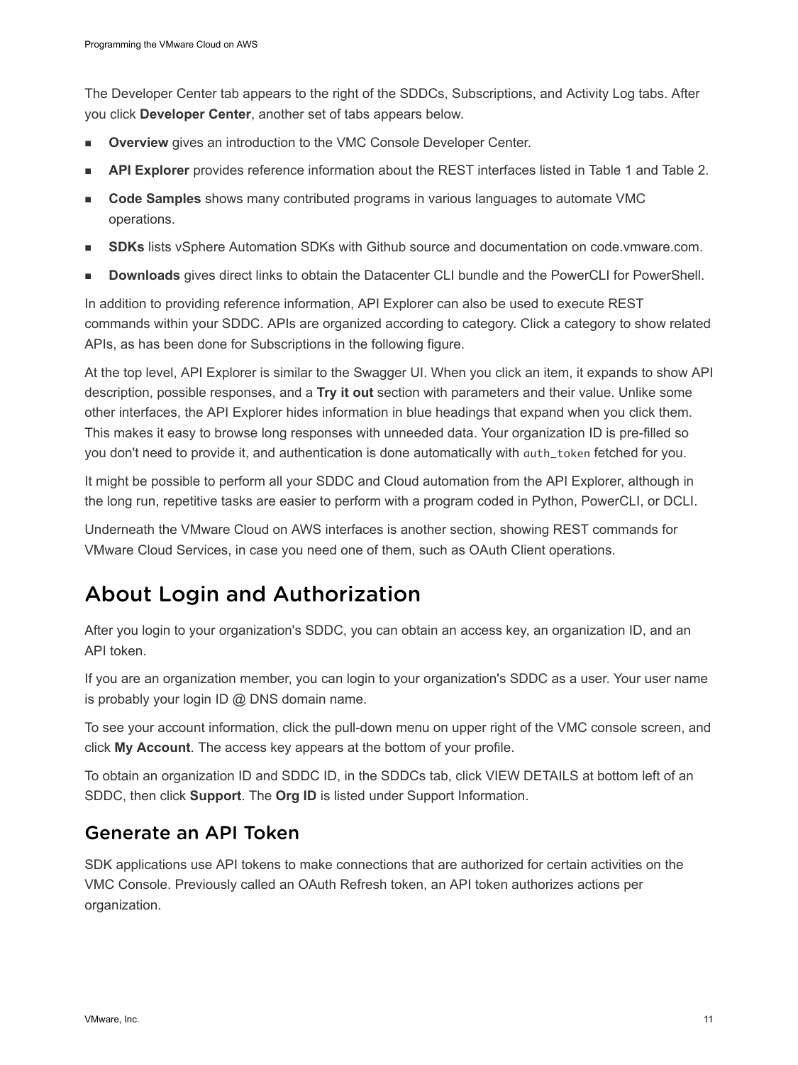The Developer Center tab appears to the right of the SDDCs, Subscriptions, and Activity Log tabs. After you click **Developer Center**, another set of tabs appears below.

- **Overview** gives an introduction to the VMC Console Developer Center.
- **API Explorer** provides reference information about the REST interfaces listed in Table 1 and Table 2.
- **Code Samples** shows many contributed programs in various languages to automate VMC operations.
- **SDKs** lists vSphere Automation SDKs with Github source and documentation on code.vmware.com.
- **Downloads** gives direct links to obtain the Datacenter CLI bundle and the PowerCLI for PowerShell.

In addition to providing reference information, API Explorer can also be used to execute REST commands within your SDDC. APIs are organized according to category. Click a category to show related APIs, as has been done for Subscriptions in the following figure.

At the top level, API Explorer is similar to the Swagger UI. When you click an item, it expands to show API description, possible responses, and a **Try it out** section with parameters and their value. Unlike some other interfaces, the API Explorer hides information in blue headings that expand when you click them. This makes it easy to browse long responses with unneeded data. Your organization ID is pre-filled so you don't need to provide it, and authentication is done automatically with `auth_token` fetched for you.

It might be possible to perform all your SDDC and Cloud automation from the API Explorer, although in the long run, repetitive tasks are easier to perform with a program coded in Python, PowerCLI, or DCLI.

Underneath the VMware Cloud on AWS interfaces is another section, showing REST commands for VMware Cloud Services, in case you need one of them, such as OAuth Client operations.

# About Login and Authorization

After you login to your organization's SDDC, you can obtain an access key, an organization ID, and an API token.

If you are an organization member, you can login to your organization's SDDC as a user. Your user name is probably your login ID @ DNS domain name.

To see your account information, click the pull-down menu on upper right of the VMC console screen, and click **My Account**. The access key appears at the bottom of your profile.

To obtain an organization ID and SDDC ID, in the SDDCs tab, click VIEW DETAILS at bottom left of an SDDC, then click **Support**. The **Org ID** is listed under Support Information.

## Generate an API Token

SDK applications use API tokens to make connections that are authorized for certain activities on the VMC Console. Previously called an OAuth Refresh token, an API token authorizes actions per organization.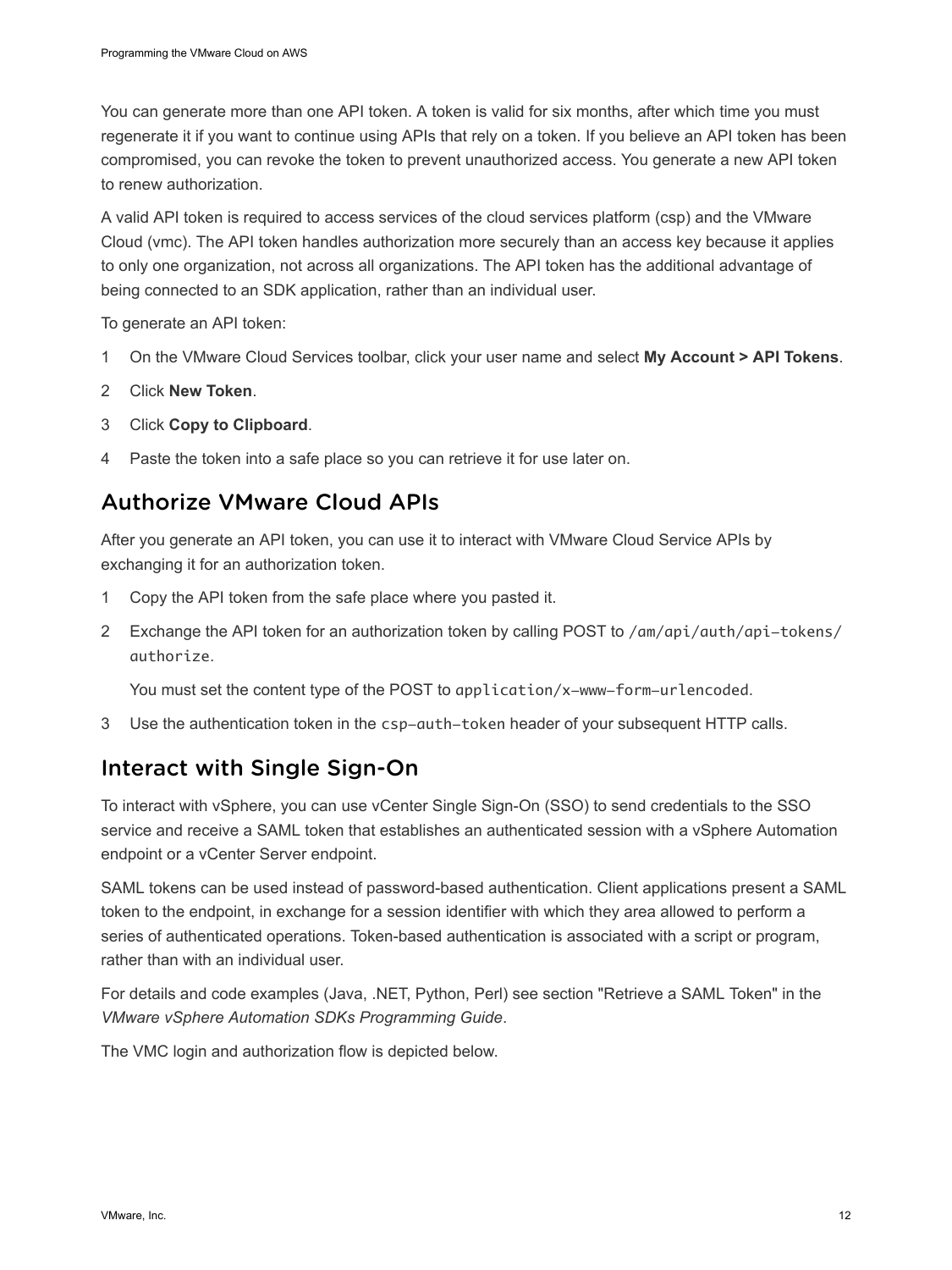You can generate more than one API token. A token is valid for six months, after which time you must regenerate it if you want to continue using APIs that rely on a token. If you believe an API token has been compromised, you can revoke the token to prevent unauthorized access. You generate a new API token to renew authorization.

A valid API token is required to access services of the cloud services platform (csp) and the VMware Cloud (vmc). The API token handles authorization more securely than an access key because it applies to only one organization, not across all organizations. The API token has the additional advantage of being connected to an SDK application, rather than an individual user.

To generate an API token:

1. On the VMware Cloud Services toolbar, click your user name and select **My Account > API Tokens**.
2. Click **New Token**.
3. Click **Copy to Clipboard**.
4. Paste the token into a safe place so you can retrieve it for use later on.

## Authorize VMware Cloud APIs

After you generate an API token, you can use it to interact with VMware Cloud Service APIs by exchanging it for an authorization token.

1. Copy the API token from the safe place where you pasted it.
2. Exchange the API token for an authorization token by calling POST to `/am/api/auth/api-tokens/authorize`.

   You must set the content type of the POST to `application/x-www-form-urlencoded`.
3. Use the authentication token in the `csp-auth-token` header of your subsequent HTTP calls.

## Interact with Single Sign-On

To interact with vSphere, you can use vCenter Single Sign-On (SSO) to send credentials to the SSO service and receive a SAML token that establishes an authenticated session with a vSphere Automation endpoint or a vCenter Server endpoint.

SAML tokens can be used instead of password-based authentication. Client applications present a SAML token to the endpoint, in exchange for a session identifier with which they area allowed to perform a series of authenticated operations. Token-based authentication is associated with a script or program, rather than with an individual user.

For details and code examples (Java, .NET, Python, Perl) see section "Retrieve a SAML Token" in the *VMware vSphere Automation SDKs Programming Guide*.

The VMC login and authorization flow is depicted below.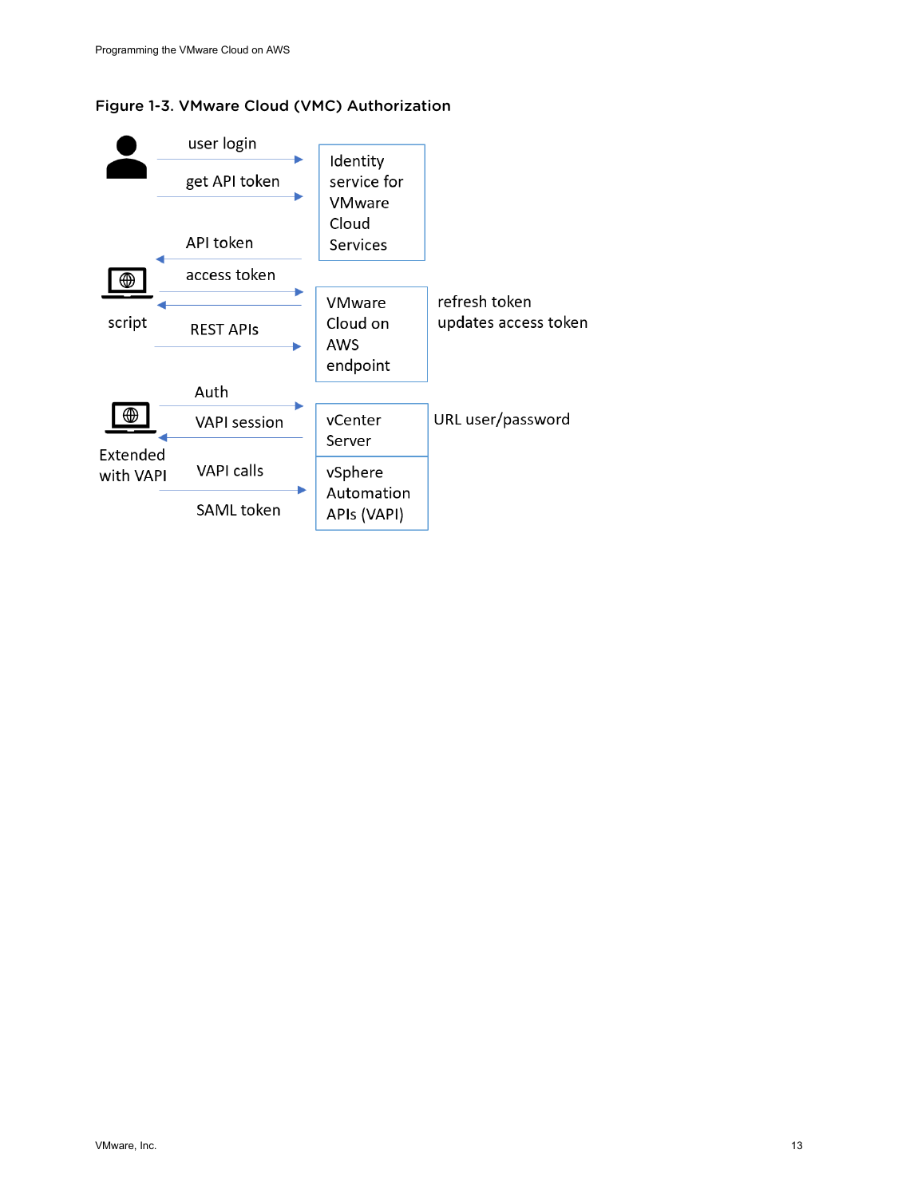Figure 1-3. VMware Cloud (VMC) Authorization

user login

get API token

Identity service for VMware Cloud Services

API token

access token

script

REST APIs

VMware Cloud on AWS endpoint

refresh token updates access token

Auth

VAPI session

Extended with VAPI

VAPI calls

SAML token

vCenter Server

URL user/password

vSphere Automation APIs (VAPI)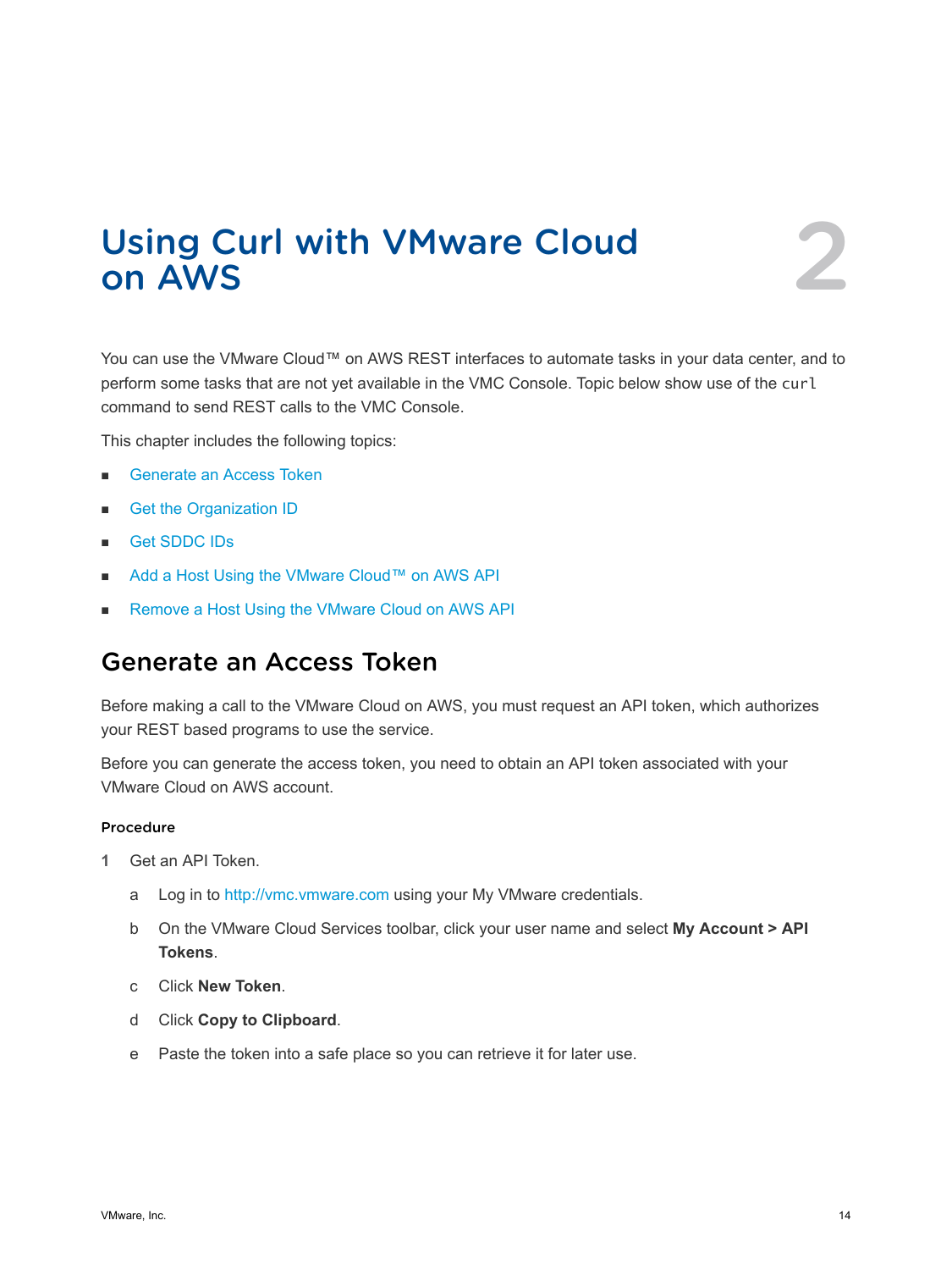# Using Curl with VMware Cloud on AWS

2

You can use the VMware Cloud™ on AWS REST interfaces to automate tasks in your data center, and to perform some tasks that are not yet available in the VMC Console. Topic below show use of the `curl` command to send REST calls to the VMC Console.

This chapter includes the following topics:

- Generate an Access Token
- Get the Organization ID
- Get SDDC IDs
- Add a Host Using the VMware Cloud™ on AWS API
- Remove a Host Using the VMware Cloud on AWS API

## Generate an Access Token

Before making a call to the VMware Cloud on AWS, you must request an API token, which authorizes your REST based programs to use the service.

Before you can generate the access token, you need to obtain an API token associated with your VMware Cloud on AWS account.

### Procedure

1 Get an API Token.

   a Log in to http://vmc.vmware.com using your My VMware credentials.

   b On the VMware Cloud Services toolbar, click your user name and select **My Account > API Tokens**.

   c Click **New Token**.

   d Click **Copy to Clipboard**.

   e Paste the token into a safe place so you can retrieve it for later use.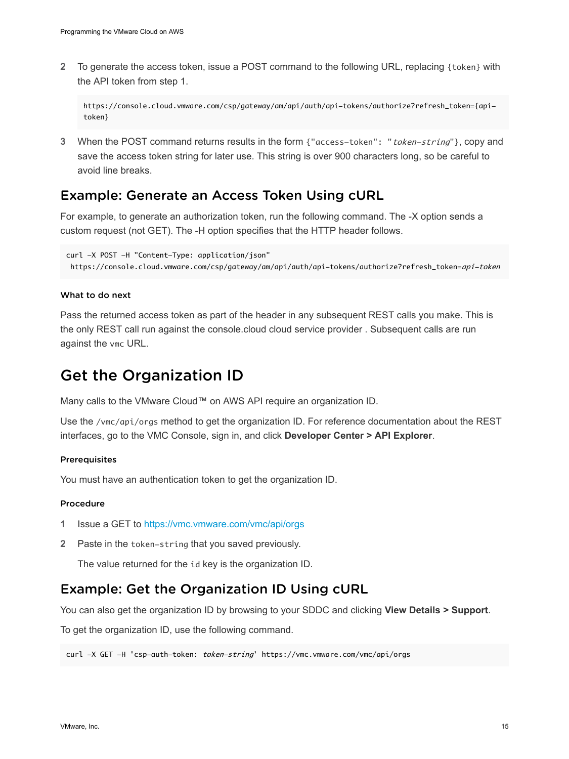2 To generate the access token, issue a POST command to the following URL, replacing `{token}` with the API token from step 1.

```
https://console.cloud.vmware.com/csp/gateway/am/api/auth/api-tokens/authorize?refresh_token={api-token}
```

3 When the POST command returns results in the form `{"access-token": "token-string"}`, copy and save the access token string for later use. This string is over 900 characters long, so be careful to avoid line breaks.

## Example: Generate an Access Token Using cURL

For example, to generate an authorization token, run the following command. The -X option sends a custom request (not GET). The -H option specifies that the HTTP header follows.

```
curl -X POST -H "Content-Type: application/json"
 https://console.cloud.vmware.com/csp/gateway/am/api/auth/api-tokens/authorize?refresh_token=api-token
```

#### What to do next

Pass the returned access token as part of the header in any subsequent REST calls you make. This is the only REST call run against the console.cloud cloud service provider . Subsequent calls are run against the `vmc` URL.

# Get the Organization ID

Many calls to the VMware Cloud™ on AWS API require an organization ID.

Use the `/vmc/api/orgs` method to get the organization ID. For reference documentation about the REST interfaces, go to the VMC Console, sign in, and click **Developer Center > API Explorer**.

#### Prerequisites

You must have an authentication token to get the organization ID.

#### Procedure

1 Issue a GET to https://vmc.vmware.com/vmc/api/orgs

2 Paste in the `token-string` that you saved previously.

The value returned for the `id` key is the organization ID.

## Example: Get the Organization ID Using cURL

You can also get the organization ID by browsing to your SDDC and clicking **View Details > Support**.

To get the organization ID, use the following command.

```
curl -X GET -H 'csp-auth-token: token-string' https://vmc.vmware.com/vmc/api/orgs
```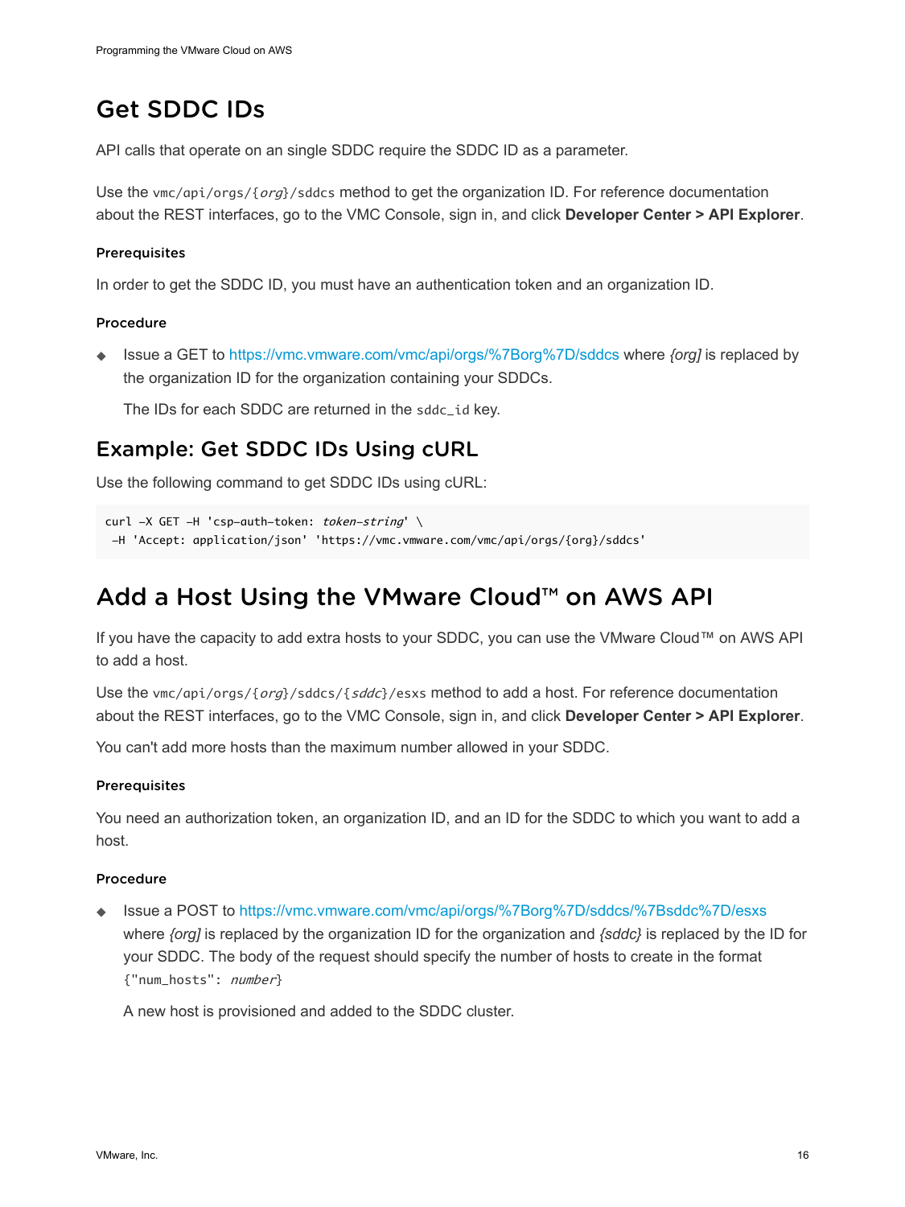## Get SDDC IDs

API calls that operate on an single SDDC require the SDDC ID as a parameter.

Use the `vmc/api/orgs/{org}/sddcs` method to get the organization ID. For reference documentation about the REST interfaces, go to the VMC Console, sign in, and click **Developer Center > API Explorer**.

#### Prerequisites

In order to get the SDDC ID, you must have an authentication token and an organization ID.

#### Procedure

- Issue a GET to https://vmc.vmware.com/vmc/api/orgs/%7Borg%7D/sddcs where *{org}* is replaced by the organization ID for the organization containing your SDDCs.

  The IDs for each SDDC are returned in the `sddc_id` key.

### Example: Get SDDC IDs Using cURL

Use the following command to get SDDC IDs using cURL:

```
curl -X GET -H 'csp-auth-token: token-string' \
 -H 'Accept: application/json' 'https://vmc.vmware.com/vmc/api/orgs/{org}/sddcs'
```

## Add a Host Using the VMware Cloud™ on AWS API

If you have the capacity to add extra hosts to your SDDC, you can use the VMware Cloud™ on AWS API to add a host.

Use the `vmc/api/orgs/{org}/sddcs/{sddc}/esxs` method to add a host. For reference documentation about the REST interfaces, go to the VMC Console, sign in, and click **Developer Center > API Explorer**.

You can't add more hosts than the maximum number allowed in your SDDC.

#### Prerequisites

You need an authorization token, an organization ID, and an ID for the SDDC to which you want to add a host.

#### Procedure

- Issue a POST to https://vmc.vmware.com/vmc/api/orgs/%7Borg%7D/sddcs/%7Bsddc%7D/esxs where *{org}* is replaced by the organization ID for the organization and *{sddc}* is replaced by the ID for your SDDC. The body of the request should specify the number of hosts to create in the format `{"num_hosts": number}`

  A new host is provisioned and added to the SDDC cluster.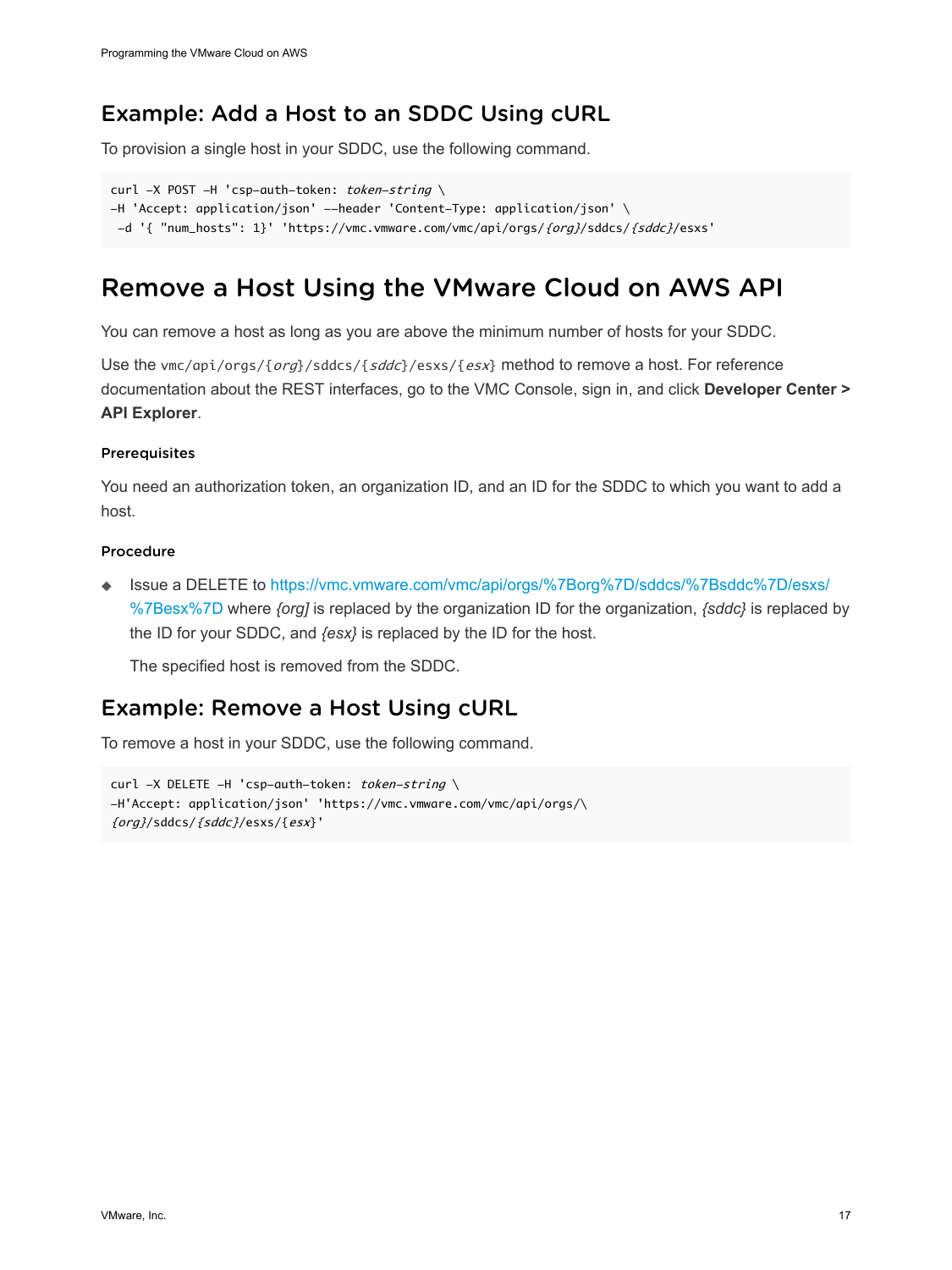## Example: Add a Host to an SDDC Using cURL

To provision a single host in your SDDC, use the following command.

```
curl -X POST -H 'csp-auth-token: token-string \
-H 'Accept: application/json' --header 'Content-Type: application/json' \
 -d '{ "num_hosts": 1}' 'https://vmc.vmware.com/vmc/api/orgs/{org}/sddcs/{sddc}/esxs'
```

# Remove a Host Using the VMware Cloud on AWS API

You can remove a host as long as you are above the minimum number of hosts for your SDDC.

Use the `vmc/api/orgs/{org}/sddcs/{sddc}/esxs/{esx}` method to remove a host. For reference documentation about the REST interfaces, go to the VMC Console, sign in, and click **Developer Center > API Explorer**.

### Prerequisites

You need an authorization token, an organization ID, and an ID for the SDDC to which you want to add a host.

### Procedure

- Issue a DELETE to https://vmc.vmware.com/vmc/api/orgs/%7Borg%7D/sddcs/%7Bsddc%7D/esxs/%7Besx%7D where *{org]* is replaced by the organization ID for the organization, *{sddc}* is replaced by the ID for your SDDC, and *{esx}* is replaced by the ID for the host.

  The specified host is removed from the SDDC.

## Example: Remove a Host Using cURL

To remove a host in your SDDC, use the following command.

```
curl -X DELETE -H 'csp-auth-token: token-string \
-H'Accept: application/json' 'https://vmc.vmware.com/vmc/api/orgs/\
{org}/sddcs/{sddc}/esxs/{esx}'
```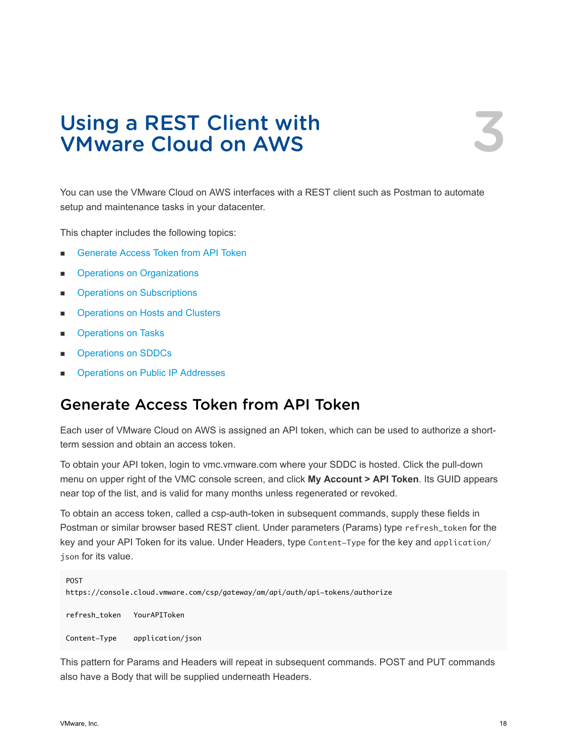# Using a REST Client with VMware Cloud on AWS

3

You can use the VMware Cloud on AWS interfaces with a REST client such as Postman to automate setup and maintenance tasks in your datacenter.

This chapter includes the following topics:

- Generate Access Token from API Token
- Operations on Organizations
- Operations on Subscriptions
- Operations on Hosts and Clusters
- Operations on Tasks
- Operations on SDDCs
- Operations on Public IP Addresses

## Generate Access Token from API Token

Each user of VMware Cloud on AWS is assigned an API token, which can be used to authorize a short-term session and obtain an access token.

To obtain your API token, login to vmc.vmware.com where your SDDC is hosted. Click the pull-down menu on upper right of the VMC console screen, and click **My Account > API Token**. Its GUID appears near top of the list, and is valid for many months unless regenerated or revoked.

To obtain an access token, called a csp-auth-token in subsequent commands, supply these fields in Postman or similar browser based REST client. Under parameters (Params) type `refresh_token` for the key and your API Token for its value. Under Headers, type `Content-Type` for the key and `application/json` for its value.

```
POST
https://console.cloud.vmware.com/csp/gateway/am/api/auth/api-tokens/authorize

refresh_token   YourAPIToken

Content-Type    application/json
```

This pattern for Params and Headers will repeat in subsequent commands. POST and PUT commands also have a Body that will be supplied underneath Headers.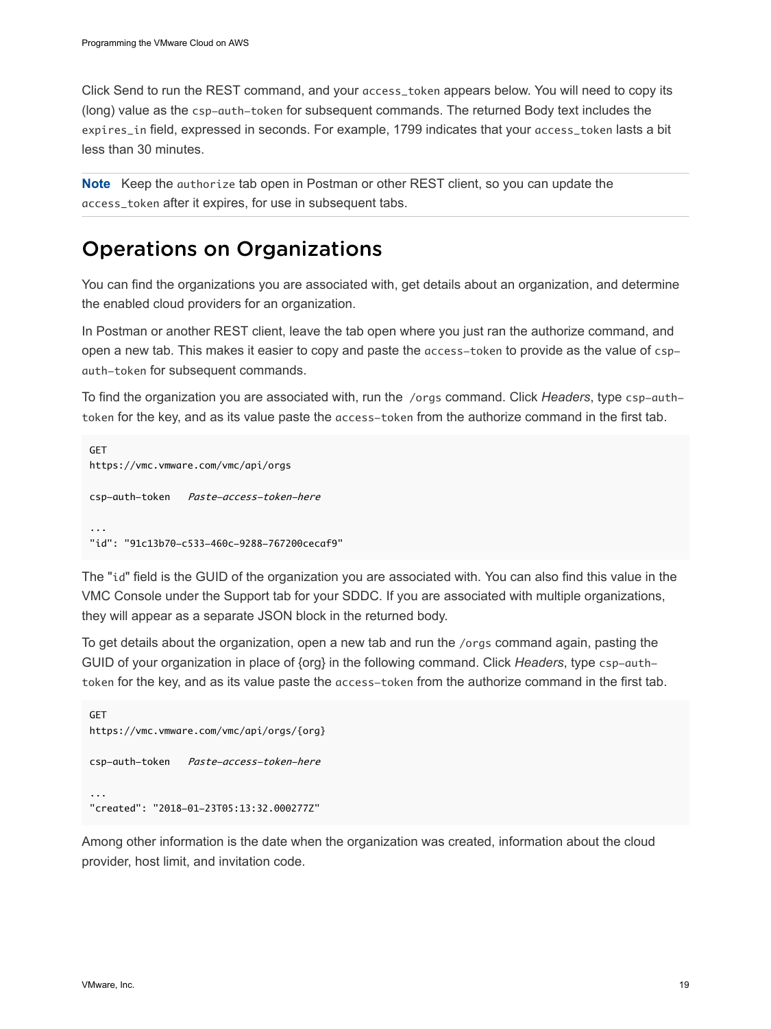Click Send to run the REST command, and your `access_token` appears below. You will need to copy its (long) value as the `csp-auth-token` for subsequent commands. The returned Body text includes the `expires_in` field, expressed in seconds. For example, 1799 indicates that your `access_token` lasts a bit less than 30 minutes.

**Note** Keep the `authorize` tab open in Postman or other REST client, so you can update the `access_token` after it expires, for use in subsequent tabs.

## Operations on Organizations

You can find the organizations you are associated with, get details about an organization, and determine the enabled cloud providers for an organization.

In Postman or another REST client, leave the tab open where you just ran the authorize command, and open a new tab. This makes it easier to copy and paste the `access-token` to provide as the value of `csp-auth-token` for subsequent commands.

To find the organization you are associated with, run the `/orgs` command. Click *Headers*, type `csp-auth-token` for the key, and as its value paste the `access-token` from the authorize command in the first tab.

```
GET
https://vmc.vmware.com/vmc/api/orgs

csp-auth-token    Paste-access-token-here

...
"id": "91c13b70-c533-460c-9288-767200cecaf9"
```

The "`id`" field is the GUID of the organization you are associated with. You can also find this value in the VMC Console under the Support tab for your SDDC. If you are associated with multiple organizations, they will appear as a separate JSON block in the returned body.

To get details about the organization, open a new tab and run the `/orgs` command again, pasting the GUID of your organization in place of {org} in the following command. Click *Headers*, type `csp-auth-token` for the key, and as its value paste the `access-token` from the authorize command in the first tab.

```
GET
https://vmc.vmware.com/vmc/api/orgs/{org}

csp-auth-token    Paste-access-token-here

...
"created": "2018-01-23T05:13:32.000277Z"
```

Among other information is the date when the organization was created, information about the cloud provider, host limit, and invitation code.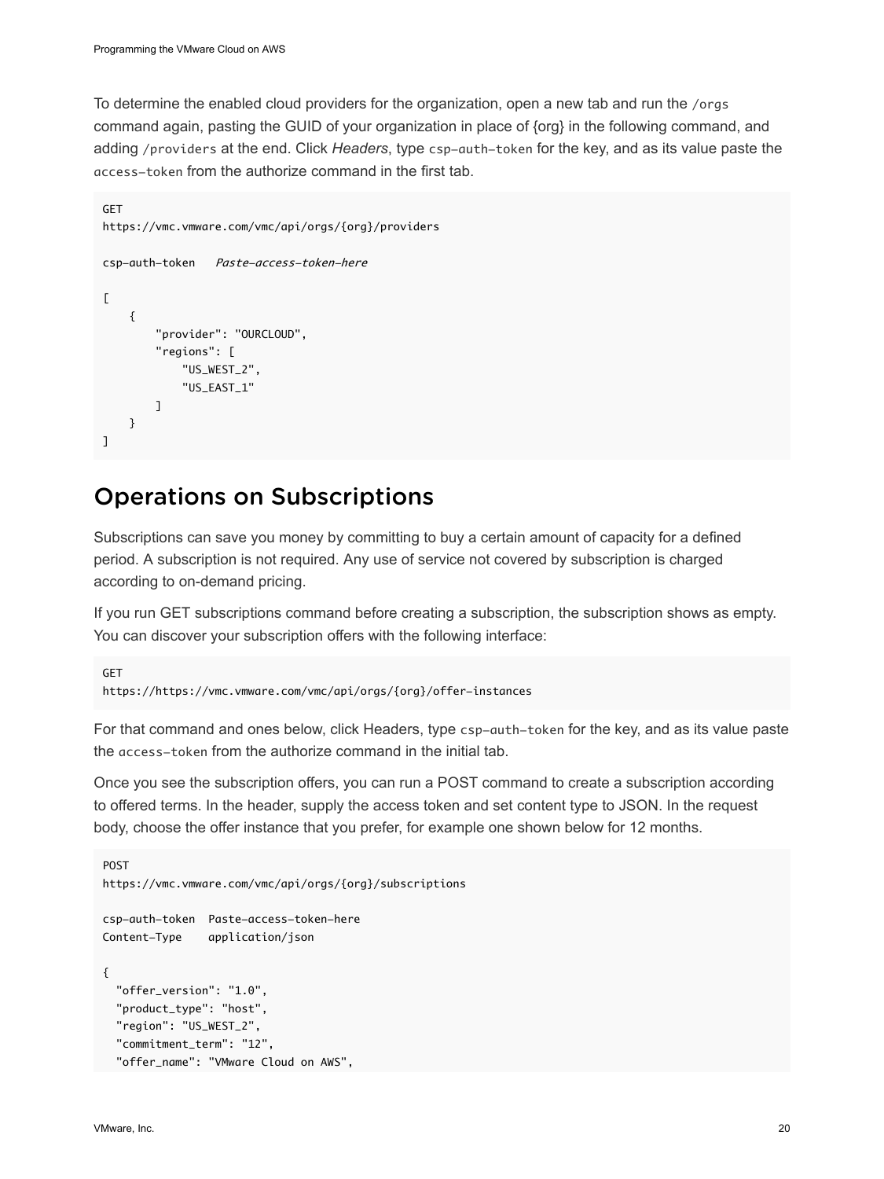To determine the enabled cloud providers for the organization, open a new tab and run the `/orgs` command again, pasting the GUID of your organization in place of {org} in the following command, and adding `/providers` at the end. Click *Headers*, type `csp-auth-token` for the key, and as its value paste the `access-token` from the authorize command in the first tab.

```
GET
https://vmc.vmware.com/vmc/api/orgs/{org}/providers

csp-auth-token   Paste-access-token-here

[
    {
        "provider": "OURCLOUD",
        "regions": [
            "US_WEST_2",
            "US_EAST_1"
        ]
    }
]
```

## Operations on Subscriptions

Subscriptions can save you money by committing to buy a certain amount of capacity for a defined period. A subscription is not required. Any use of service not covered by subscription is charged according to on-demand pricing.

If you run GET subscriptions command before creating a subscription, the subscription shows as empty. You can discover your subscription offers with the following interface:

```
GET
https://https://vmc.vmware.com/vmc/api/orgs/{org}/offer-instances
```

For that command and ones below, click Headers, type `csp-auth-token` for the key, and as its value paste the `access-token` from the authorize command in the initial tab.

Once you see the subscription offers, you can run a POST command to create a subscription according to offered terms. In the header, supply the access token and set content type to JSON. In the request body, choose the offer instance that you prefer, for example one shown below for 12 months.

```
POST
https://vmc.vmware.com/vmc/api/orgs/{org}/subscriptions

csp-auth-token  Paste-access-token-here
Content-Type    application/json

{
  "offer_version": "1.0",
  "product_type": "host",
  "region": "US_WEST_2",
  "commitment_term": "12",
  "offer_name": "VMware Cloud on AWS",
```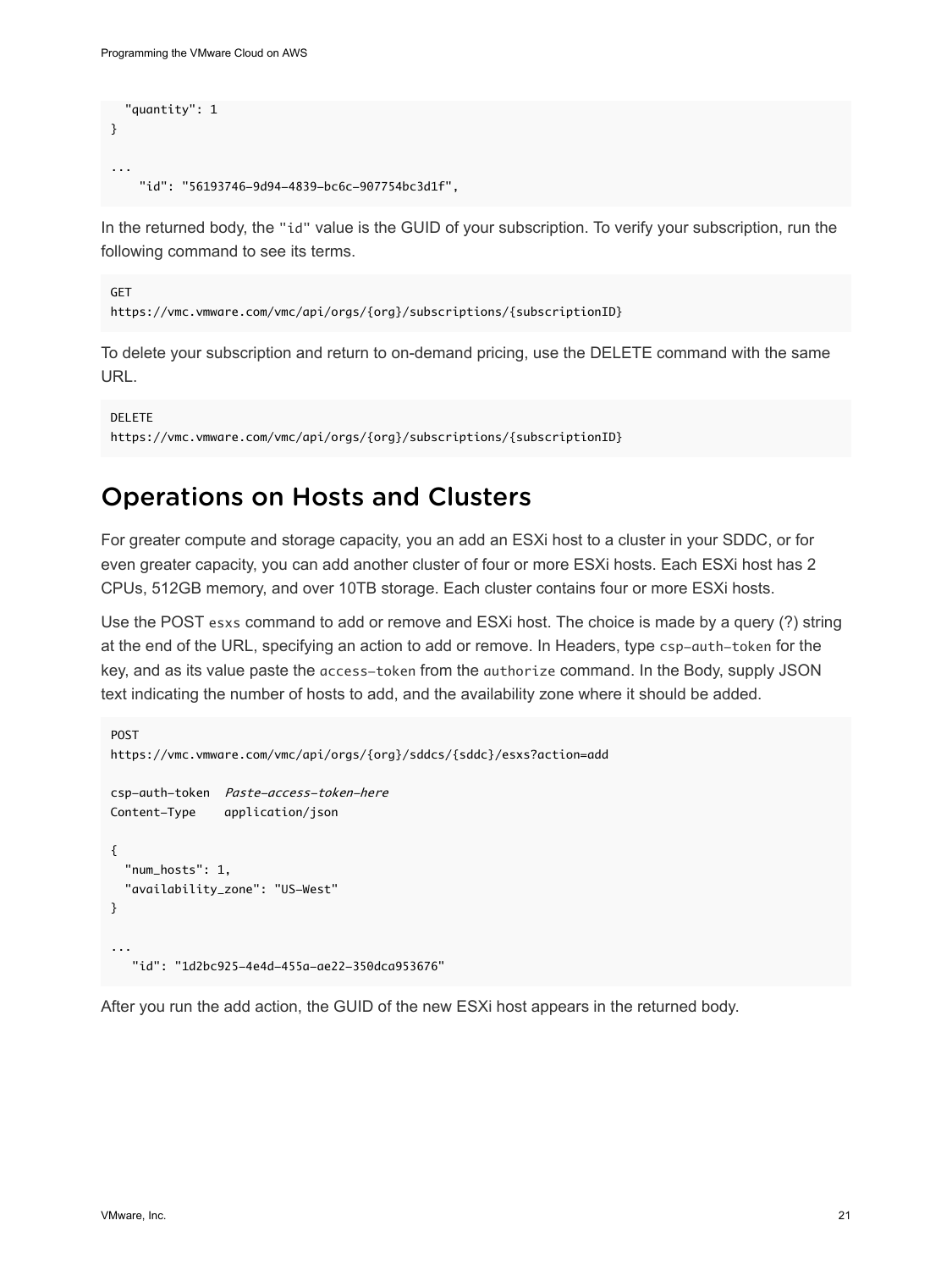```
  "quantity": 1
}

...
    "id": "56193746-9d94-4839-bc6c-907754bc3d1f",
```

In the returned body, the `"id"` value is the GUID of your subscription. To verify your subscription, run the following command to see its terms.

```
GET
https://vmc.vmware.com/vmc/api/orgs/{org}/subscriptions/{subscriptionID}
```

To delete your subscription and return to on-demand pricing, use the DELETE command with the same URL.

```
DELETE
https://vmc.vmware.com/vmc/api/orgs/{org}/subscriptions/{subscriptionID}
```

## Operations on Hosts and Clusters

For greater compute and storage capacity, you an add an ESXi host to a cluster in your SDDC, or for even greater capacity, you can add another cluster of four or more ESXi hosts. Each ESXi host has 2 CPUs, 512GB memory, and over 10TB storage. Each cluster contains four or more ESXi hosts.

Use the POST `esxs` command to add or remove and ESXi host. The choice is made by a query (?) string at the end of the URL, specifying an action to add or remove. In Headers, type `csp-auth-token` for the key, and as its value paste the `access-token` from the `authorize` command. In the Body, supply JSON text indicating the number of hosts to add, and the availability zone where it should be added.

```
POST
https://vmc.vmware.com/vmc/api/orgs/{org}/sddcs/{sddc}/esxs?action=add

csp-auth-token  Paste-access-token-here
Content-Type    application/json

{
  "num_hosts": 1,
  "availability_zone": "US-West"
}

...
   "id": "1d2bc925-4e4d-455a-ae22-350dca953676"
```

After you run the add action, the GUID of the new ESXi host appears in the returned body.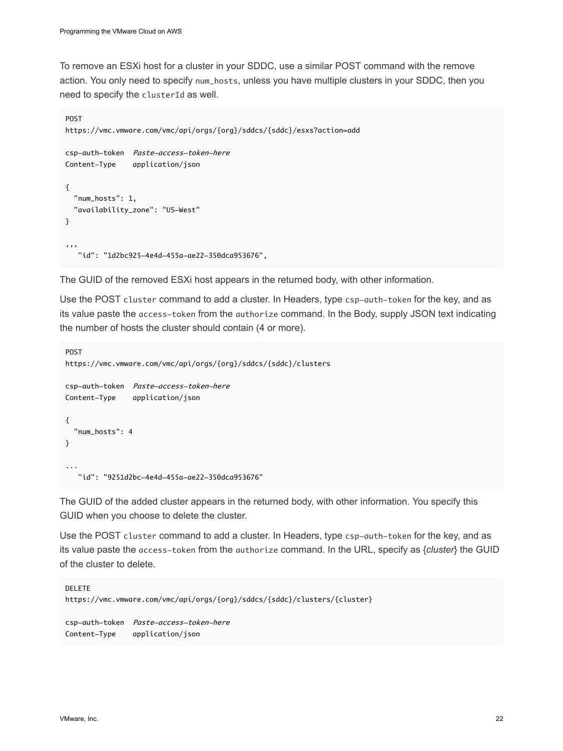To remove an ESXi host for a cluster in your SDDC, use a similar POST command with the remove action. You only need to specify `num_hosts`, unless you have multiple clusters in your SDDC, then you need to specify the `clusterId` as well.

```
POST
https://vmc.vmware.com/vmc/api/orgs/{org}/sddcs/{sddc}/esxs?action=add

csp-auth-token  Paste-access-token-here
Content-Type    application/json

{
  "num_hosts": 1,
  "availability_zone": "US-West"
}

,,,
   "id": "1d2bc925-4e4d-455a-ae22-350dca953676",
```

The GUID of the removed ESXi host appears in the returned body, with other information.

Use the POST `cluster` command to add a cluster. In Headers, type `csp-auth-token` for the key, and as its value paste the `access-token` from the `authorize` command. In the Body, supply JSON text indicating the number of hosts the cluster should contain (4 or more).

```
POST
https://vmc.vmware.com/vmc/api/orgs/{org}/sddcs/{sddc}/clusters

csp-auth-token  Paste-access-token-here
Content-Type    application/json

{
  "num_hosts": 4
}

...
   "id": "9251d2bc-4e4d-455a-ae22-350dca953676"
```

The GUID of the added cluster appears in the returned body, with other information. You specify this GUID when you choose to delete the cluster.

Use the POST `cluster` command to add a cluster. In Headers, type `csp-auth-token` for the key, and as its value paste the `access-token` from the `authorize` command. In the URL, specify as {*cluster*} the GUID of the cluster to delete.

```
DELETE
https://vmc.vmware.com/vmc/api/orgs/{org}/sddcs/{sddc}/clusters/{cluster}

csp-auth-token  Paste-access-token-here
Content-Type    application/json
```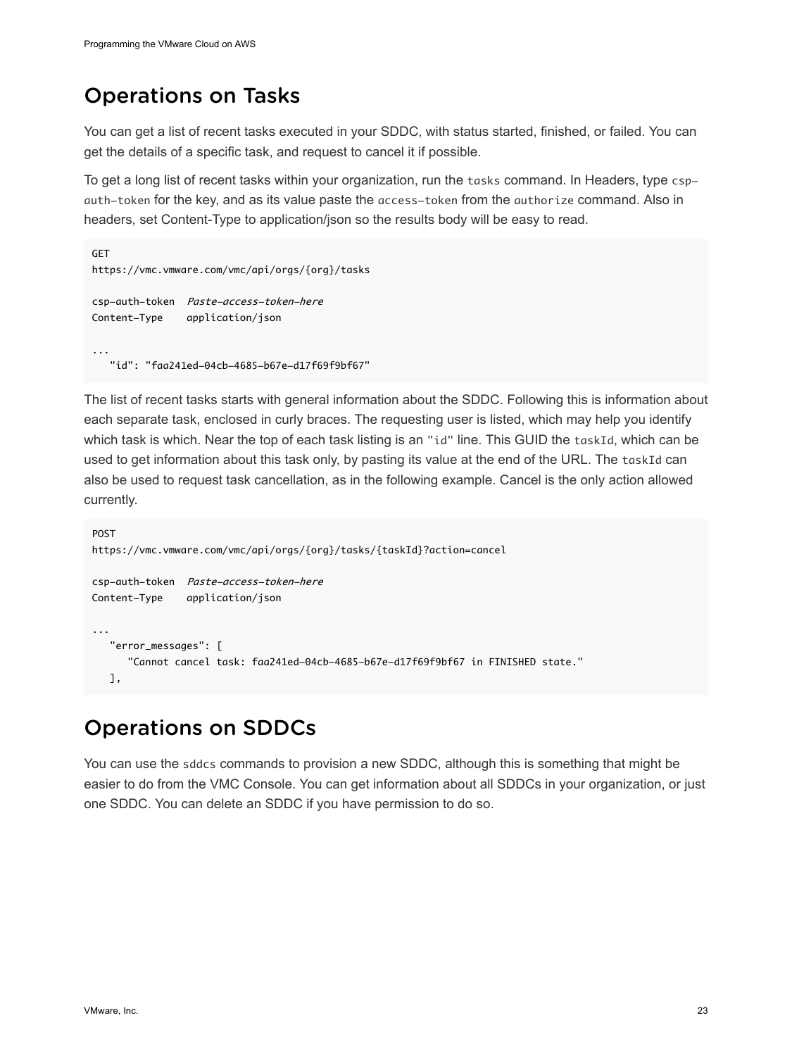## Operations on Tasks

You can get a list of recent tasks executed in your SDDC, with status started, finished, or failed. You can get the details of a specific task, and request to cancel it if possible.

To get a long list of recent tasks within your organization, run the `tasks` command. In Headers, type `csp-auth-token` for the key, and as its value paste the `access-token` from the `authorize` command. Also in headers, set Content-Type to application/json so the results body will be easy to read.

```
GET
https://vmc.vmware.com/vmc/api/orgs/{org}/tasks

csp-auth-token   Paste-access-token-here
Content-Type     application/json

...
   "id": "faa241ed-04cb-4685-b67e-d17f69f9bf67"
```

The list of recent tasks starts with general information about the SDDC. Following this is information about each separate task, enclosed in curly braces. The requesting user is listed, which may help you identify which task is which. Near the top of each task listing is an `"id"` line. This GUID the `taskId`, which can be used to get information about this task only, by pasting its value at the end of the URL. The `taskId` can also be used to request task cancellation, as in the following example. Cancel is the only action allowed currently.

```
POST
https://vmc.vmware.com/vmc/api/orgs/{org}/tasks/{taskId}?action=cancel

csp-auth-token   Paste-access-token-here
Content-Type     application/json

...
   "error_messages": [
      "Cannot cancel task: faa241ed-04cb-4685-b67e-d17f69f9bf67 in FINISHED state."
   ],
```

## Operations on SDDCs

You can use the `sddcs` commands to provision a new SDDC, although this is something that might be easier to do from the VMC Console. You can get information about all SDDCs in your organization, or just one SDDC. You can delete an SDDC if you have permission to do so.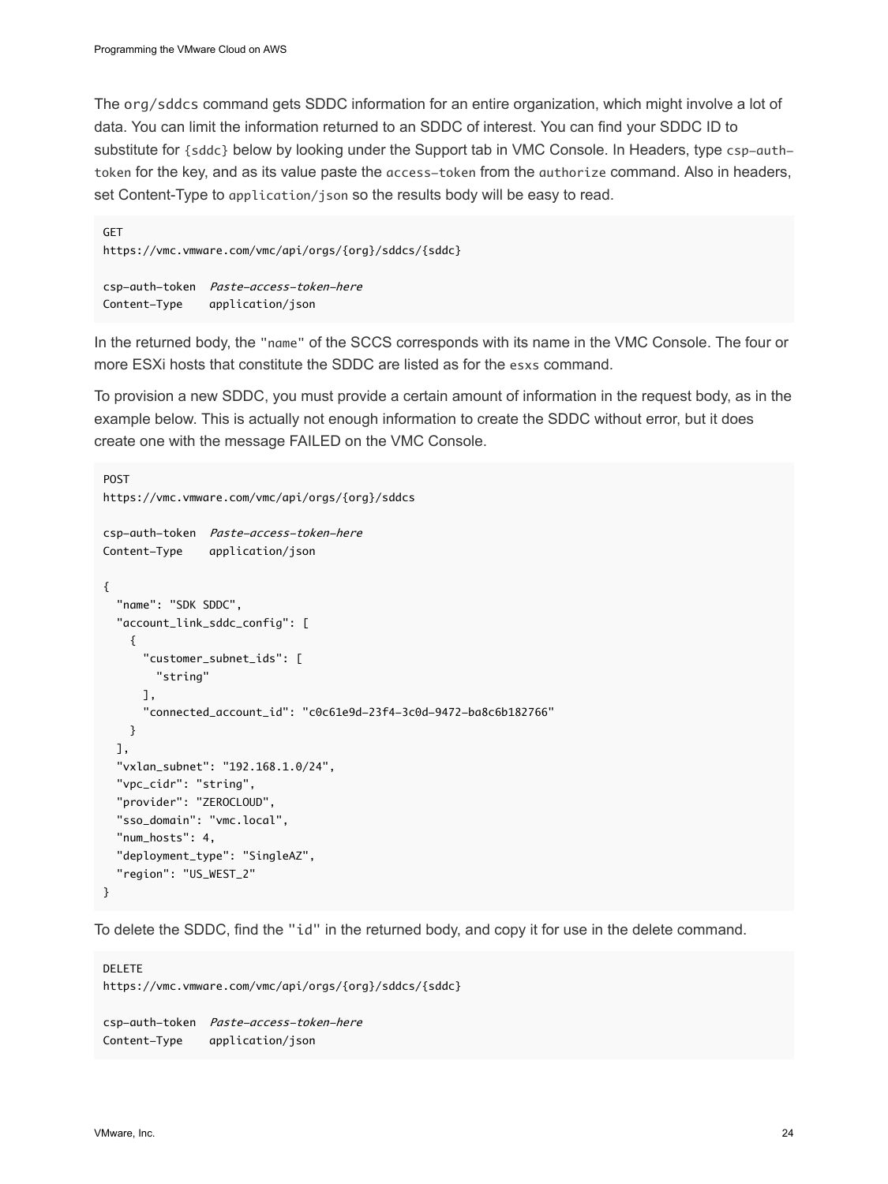The `org/sddcs` command gets SDDC information for an entire organization, which might involve a lot of data. You can limit the information returned to an SDDC of interest. You can find your SDDC ID to substitute for `{sddc}` below by looking under the Support tab in VMC Console. In Headers, type `csp-auth-token` for the key, and as its value paste the `access-token` from the `authorize` command. Also in headers, set Content-Type to `application/json` so the results body will be easy to read.

```
GET
https://vmc.vmware.com/vmc/api/orgs/{org}/sddcs/{sddc}

csp-auth-token  Paste-access-token-here
Content-Type    application/json
```

In the returned body, the `"name"` of the SCCS corresponds with its name in the VMC Console. The four or more ESXi hosts that constitute the SDDC are listed as for the `esxs` command.

To provision a new SDDC, you must provide a certain amount of information in the request body, as in the example below. This is actually not enough information to create the SDDC without error, but it does create one with the message FAILED on the VMC Console.

```
POST
https://vmc.vmware.com/vmc/api/orgs/{org}/sddcs

csp-auth-token  Paste-access-token-here
Content-Type    application/json

{
  "name": "SDK SDDC",
  "account_link_sddc_config": [
    {
      "customer_subnet_ids": [
        "string"
      ],
      "connected_account_id": "c0c61e9d-23f4-3c0d-9472-ba8c6b182766"
    }
  ],
  "vxlan_subnet": "192.168.1.0/24",
  "vpc_cidr": "string",
  "provider": "ZEROCLOUD",
  "sso_domain": "vmc.local",
  "num_hosts": 4,
  "deployment_type": "SingleAZ",
  "region": "US_WEST_2"
}
```

To delete the SDDC, find the `"id"` in the returned body, and copy it for use in the delete command.

```
DELETE
https://vmc.vmware.com/vmc/api/orgs/{org}/sddcs/{sddc}

csp-auth-token  Paste-access-token-here
Content-Type    application/json
```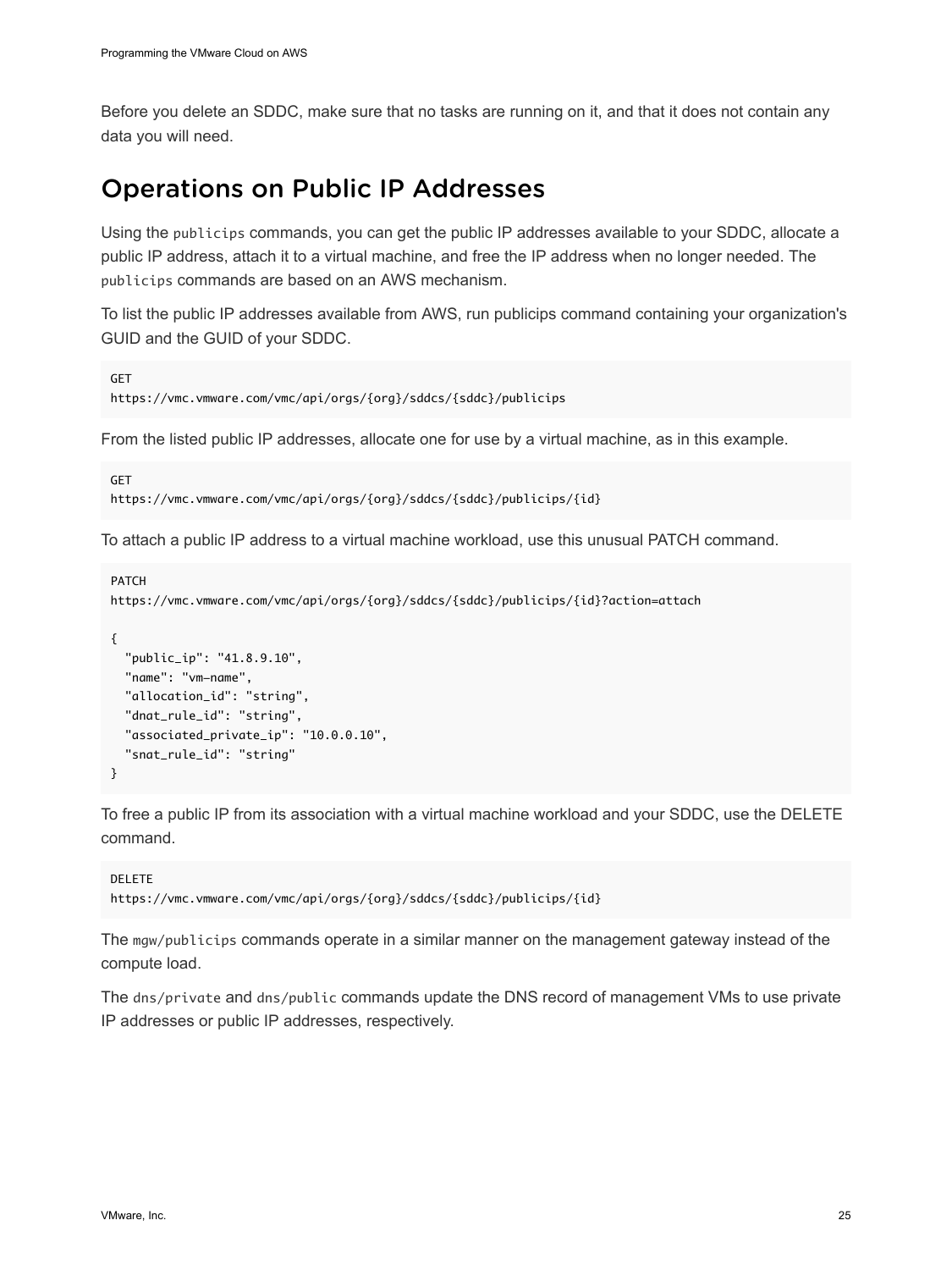Before you delete an SDDC, make sure that no tasks are running on it, and that it does not contain any data you will need.

## Operations on Public IP Addresses

Using the `publicips` commands, you can get the public IP addresses available to your SDDC, allocate a public IP address, attach it to a virtual machine, and free the IP address when no longer needed. The `publicips` commands are based on an AWS mechanism.

To list the public IP addresses available from AWS, run publicips command containing your organization's GUID and the GUID of your SDDC.

```
GET
https://vmc.vmware.com/vmc/api/orgs/{org}/sddcs/{sddc}/publicips
```

From the listed public IP addresses, allocate one for use by a virtual machine, as in this example.

```
GET
https://vmc.vmware.com/vmc/api/orgs/{org}/sddcs/{sddc}/publicips/{id}
```

To attach a public IP address to a virtual machine workload, use this unusual PATCH command.

```
PATCH
https://vmc.vmware.com/vmc/api/orgs/{org}/sddcs/{sddc}/publicips/{id}?action=attach

{
  "public_ip": "41.8.9.10",
  "name": "vm-name",
  "allocation_id": "string",
  "dnat_rule_id": "string",
  "associated_private_ip": "10.0.0.10",
  "snat_rule_id": "string"
}
```

To free a public IP from its association with a virtual machine workload and your SDDC, use the DELETE command.

```
DELETE
https://vmc.vmware.com/vmc/api/orgs/{org}/sddcs/{sddc}/publicips/{id}
```

The `mgw/publicips` commands operate in a similar manner on the management gateway instead of the compute load.

The `dns/private` and `dns/public` commands update the DNS record of management VMs to use private IP addresses or public IP addresses, respectively.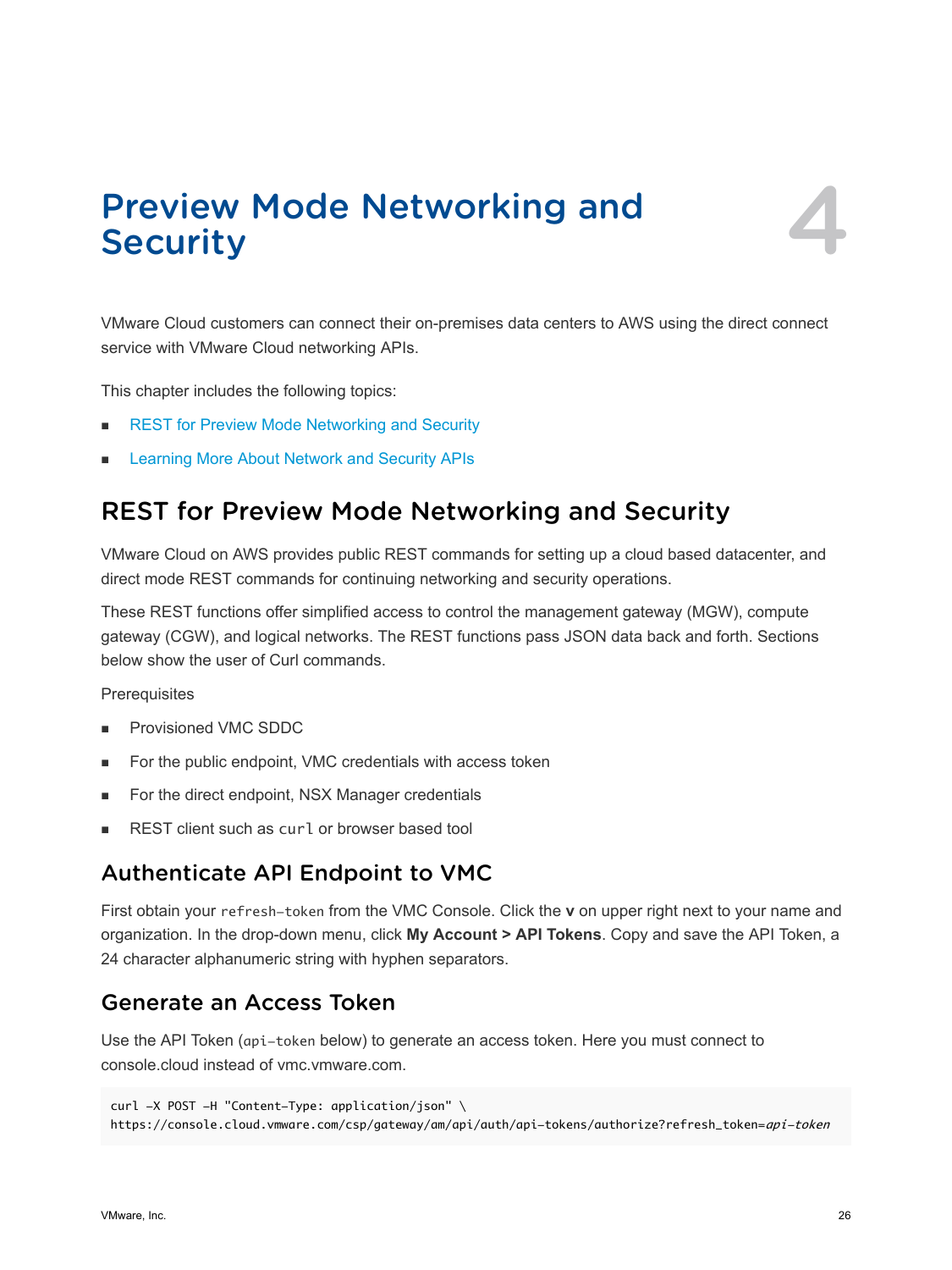# Preview Mode Networking and Security

4

VMware Cloud customers can connect their on-premises data centers to AWS using the direct connect service with VMware Cloud networking APIs.

This chapter includes the following topics:

- REST for Preview Mode Networking and Security
- Learning More About Network and Security APIs

## REST for Preview Mode Networking and Security

VMware Cloud on AWS provides public REST commands for setting up a cloud based datacenter, and direct mode REST commands for continuing networking and security operations.

These REST functions offer simplified access to control the management gateway (MGW), compute gateway (CGW), and logical networks. The REST functions pass JSON data back and forth. Sections below show the user of Curl commands.

Prerequisites

- Provisioned VMC SDDC
- For the public endpoint, VMC credentials with access token
- For the direct endpoint, NSX Manager credentials
- REST client such as `curl` or browser based tool

### Authenticate API Endpoint to VMC

First obtain your `refresh-token` from the VMC Console. Click the **v** on upper right next to your name and organization. In the drop-down menu, click **My Account > API Tokens**. Copy and save the API Token, a 24 character alphanumeric string with hyphen separators.

### Generate an Access Token

Use the API Token (`api-token` below) to generate an access token. Here you must connect to console.cloud instead of vmc.vmware.com.

```
curl -X POST -H "Content-Type: application/json" \
https://console.cloud.vmware.com/csp/gateway/am/api/auth/api-tokens/authorize?refresh_token=api-token
```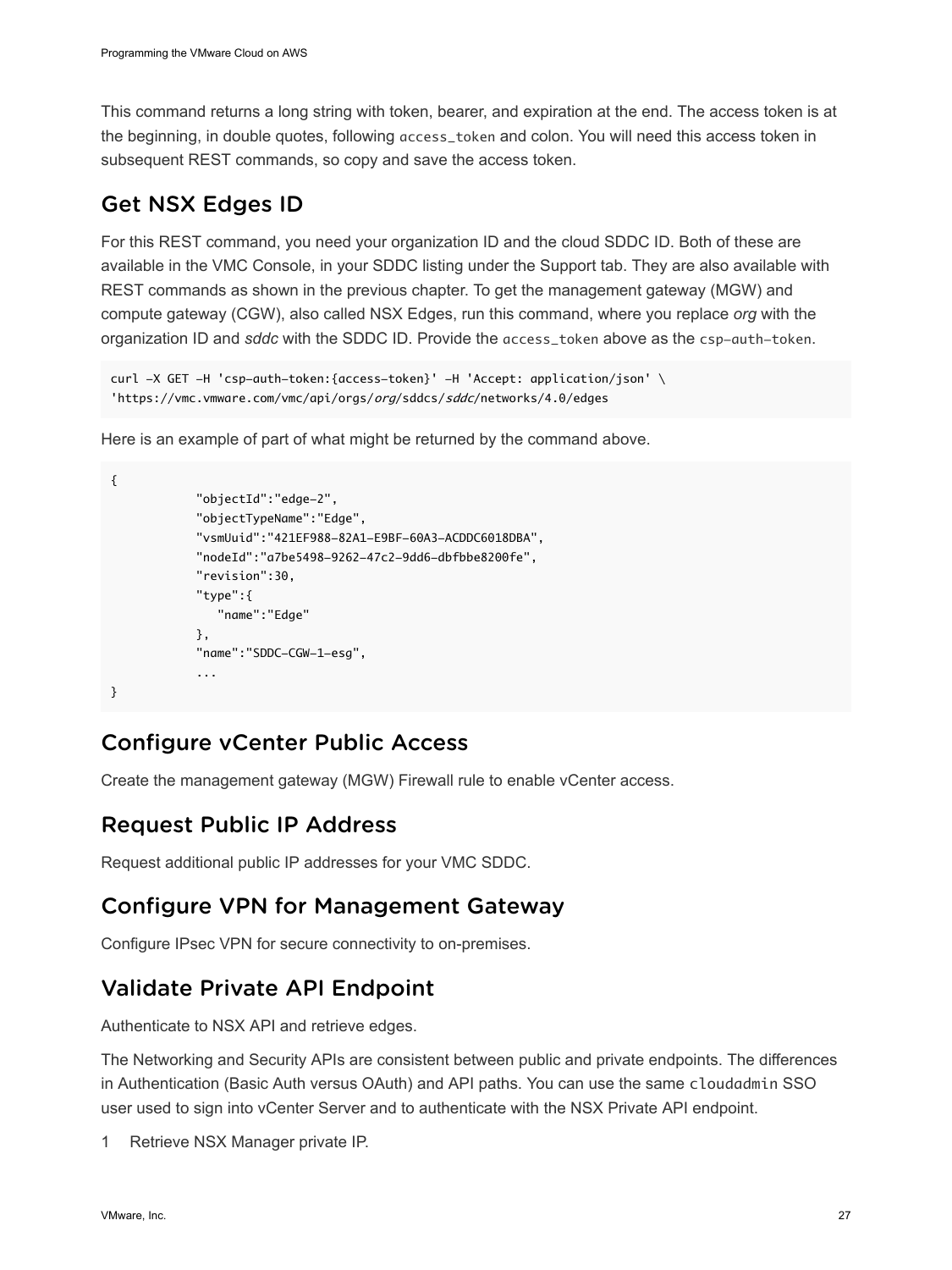This command returns a long string with token, bearer, and expiration at the end. The access token is at the beginning, in double quotes, following `access_token` and colon. You will need this access token in subsequent REST commands, so copy and save the access token.

## Get NSX Edges ID

For this REST command, you need your organization ID and the cloud SDDC ID. Both of these are available in the VMC Console, in your SDDC listing under the Support tab. They are also available with REST commands as shown in the previous chapter. To get the management gateway (MGW) and compute gateway (CGW), also called NSX Edges, run this command, where you replace *org* with the organization ID and *sddc* with the SDDC ID. Provide the `access_token` above as the `csp-auth-token`.

```
curl -X GET -H 'csp-auth-token:{access-token}' -H 'Accept: application/json' \
'https://vmc.vmware.com/vmc/api/orgs/org/sddcs/sddc/networks/4.0/edges
```

Here is an example of part of what might be returned by the command above.

```
{
            "objectId":"edge-2",
            "objectTypeName":"Edge",
            "vsmUuid":"421EF988-82A1-E9BF-60A3-ACDDC6018DBA",
            "nodeId":"a7be5498-9262-47c2-9dd6-dbfbbe8200fe",
            "revision":30,
            "type":{
               "name":"Edge"
            },
            "name":"SDDC-CGW-1-esg",
            ...
}
```

## Configure vCenter Public Access

Create the management gateway (MGW) Firewall rule to enable vCenter access.

## Request Public IP Address

Request additional public IP addresses for your VMC SDDC.

## Configure VPN for Management Gateway

Configure IPsec VPN for secure connectivity to on-premises.

## Validate Private API Endpoint

Authenticate to NSX API and retrieve edges.

The Networking and Security APIs are consistent between public and private endpoints. The differences in Authentication (Basic Auth versus OAuth) and API paths. You can use the same `cloudadmin` SSO user used to sign into vCenter Server and to authenticate with the NSX Private API endpoint.

1 Retrieve NSX Manager private IP.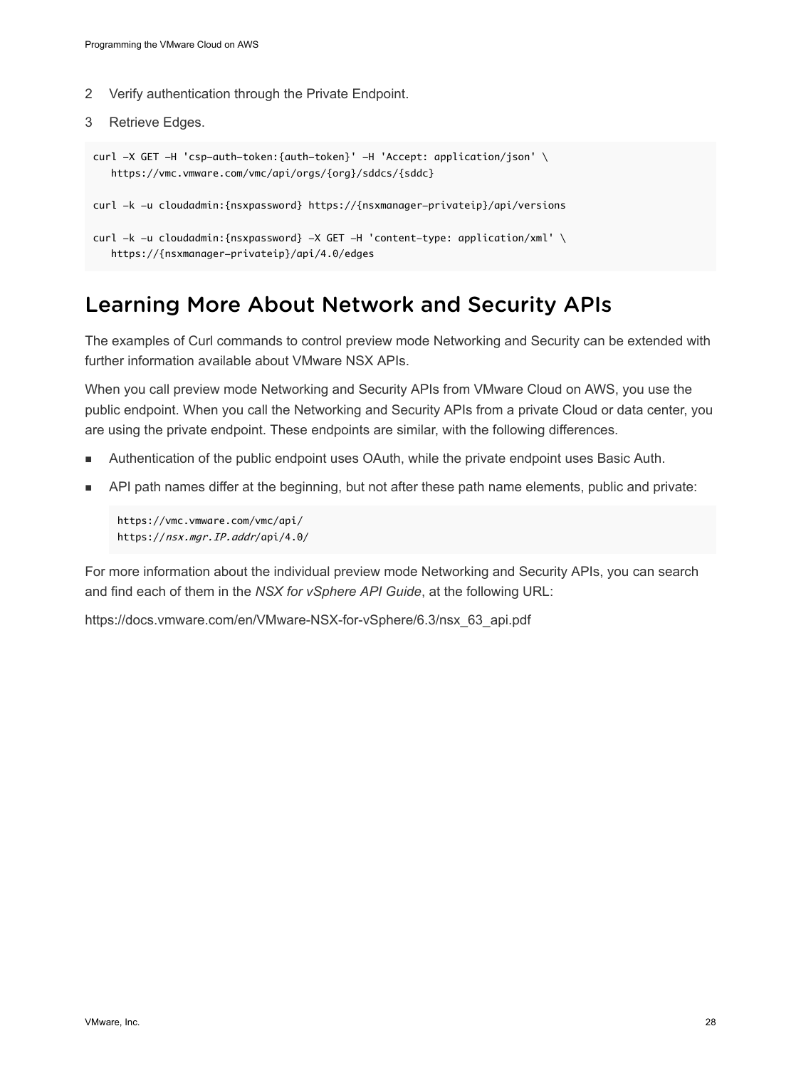2 Verify authentication through the Private Endpoint.

3 Retrieve Edges.

```
curl -X GET -H 'csp-auth-token:{auth-token}' -H 'Accept: application/json' \
   https://vmc.vmware.com/vmc/api/orgs/{org}/sddcs/{sddc}

curl -k -u cloudadmin:{nsxpassword} https://{nsxmanager-privateip}/api/versions

curl -k -u cloudadmin:{nsxpassword} -X GET -H 'content-type: application/xml' \
   https://{nsxmanager-privateip}/api/4.0/edges
```

## Learning More About Network and Security APIs

The examples of Curl commands to control preview mode Networking and Security can be extended with further information available about VMware NSX APIs.

When you call preview mode Networking and Security APIs from VMware Cloud on AWS, you use the public endpoint. When you call the Networking and Security APIs from a private Cloud or data center, you are using the private endpoint. These endpoints are similar, with the following differences.

- Authentication of the public endpoint uses OAuth, while the private endpoint uses Basic Auth.
- API path names differ at the beginning, but not after these path name elements, public and private:

```
https://vmc.vmware.com/vmc/api/
https://nsx.mgr.IP.addr/api/4.0/
```

For more information about the individual preview mode Networking and Security APIs, you can search and find each of them in the *NSX for vSphere API Guide*, at the following URL:

https://docs.vmware.com/en/VMware-NSX-for-vSphere/6.3/nsx_63_api.pdf